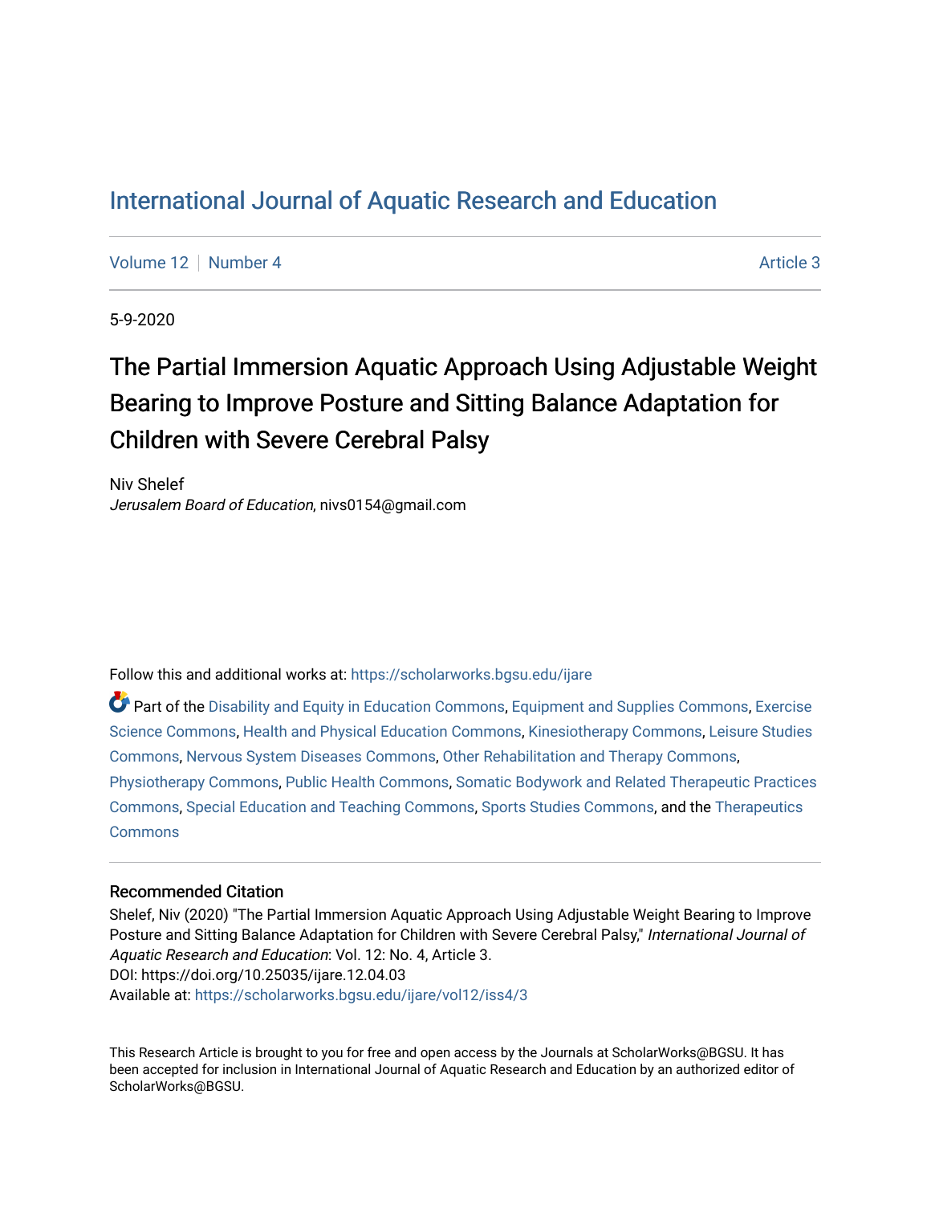# International Journal of Aquatic Research and Education

Volume 12 | Number 4 | Article 3

5-9-2020

## The Partial Immersion Aquatic Approach Using Adjustable Weight Bearing to Improve Posture and Sitting Balance Adaptation for Children with Severe Cerebral Palsy

Niv Shelef
*Jerusalem Board of Education*, nivs0154@gmail.com

Follow this and additional works at: https://scholarworks.bgsu.edu/ijare

Part of the Disability and Equity in Education Commons, Equipment and Supplies Commons, Exercise Science Commons, Health and Physical Education Commons, Kinesiotherapy Commons, Leisure Studies Commons, Nervous System Diseases Commons, Other Rehabilitation and Therapy Commons, Physiotherapy Commons, Public Health Commons, Somatic Bodywork and Related Therapeutic Practices Commons, Special Education and Teaching Commons, Sports Studies Commons, and the Therapeutics Commons

### Recommended Citation

Shelef, Niv (2020) "The Partial Immersion Aquatic Approach Using Adjustable Weight Bearing to Improve Posture and Sitting Balance Adaptation for Children with Severe Cerebral Palsy," *International Journal of Aquatic Research and Education*: Vol. 12: No. 4, Article 3.
DOI: https://doi.org/10.25035/ijare.12.04.03
Available at: https://scholarworks.bgsu.edu/ijare/vol12/iss4/3

This Research Article is brought to you for free and open access by the Journals at ScholarWorks@BGSU. It has been accepted for inclusion in International Journal of Aquatic Research and Education by an authorized editor of ScholarWorks@BGSU.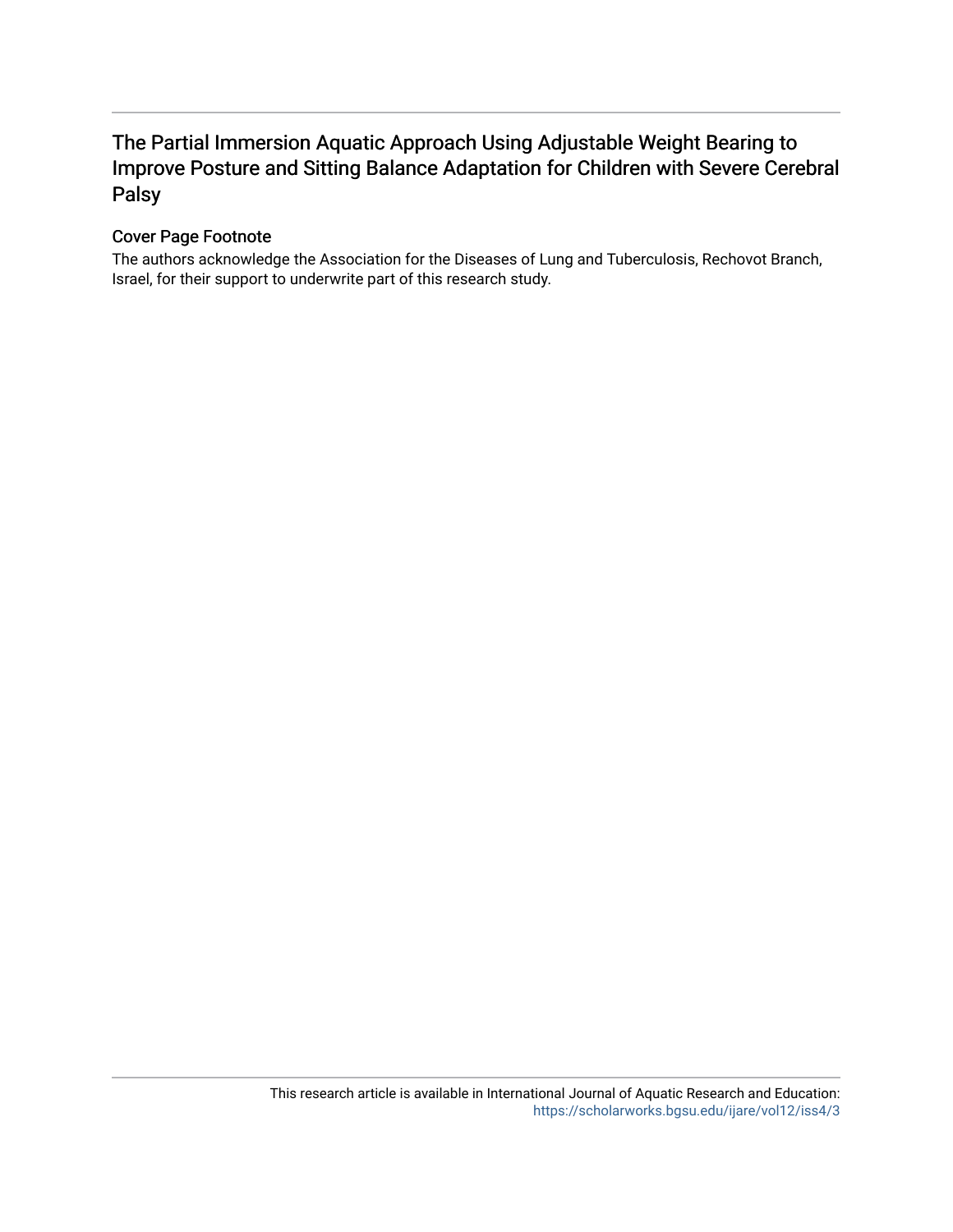# The Partial Immersion Aquatic Approach Using Adjustable Weight Bearing to Improve Posture and Sitting Balance Adaptation for Children with Severe Cerebral Palsy

## Cover Page Footnote

The authors acknowledge the Association for the Diseases of Lung and Tuberculosis, Rechovot Branch, Israel, for their support to underwrite part of this research study.

This research article is available in International Journal of Aquatic Research and Education: https://scholarworks.bgsu.edu/ijare/vol12/iss4/3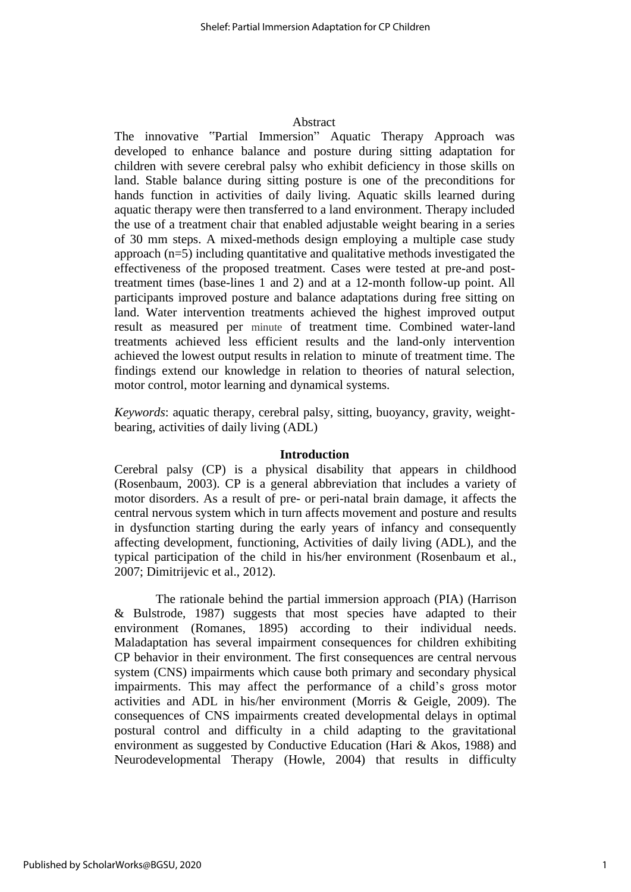## Abstract

The innovative "Partial Immersion" Aquatic Therapy Approach was developed to enhance balance and posture during sitting adaptation for children with severe cerebral palsy who exhibit deficiency in those skills on land. Stable balance during sitting posture is one of the preconditions for hands function in activities of daily living. Aquatic skills learned during aquatic therapy were then transferred to a land environment. Therapy included the use of a treatment chair that enabled adjustable weight bearing in a series of 30 mm steps. A mixed-methods design employing a multiple case study approach (n=5) including quantitative and qualitative methods investigated the effectiveness of the proposed treatment. Cases were tested at pre-and post-treatment times (base-lines 1 and 2) and at a 12-month follow-up point. All participants improved posture and balance adaptations during free sitting on land. Water intervention treatments achieved the highest improved output result as measured per minute of treatment time. Combined water-land treatments achieved less efficient results and the land-only intervention achieved the lowest output results in relation to minute of treatment time. The findings extend our knowledge in relation to theories of natural selection, motor control, motor learning and dynamical systems.

*Keywords*: aquatic therapy, cerebral palsy, sitting, buoyancy, gravity, weight-bearing, activities of daily living (ADL)

## Introduction

Cerebral palsy (CP) is a physical disability that appears in childhood (Rosenbaum, 2003). CP is a general abbreviation that includes a variety of motor disorders. As a result of pre- or peri-natal brain damage, it affects the central nervous system which in turn affects movement and posture and results in dysfunction starting during the early years of infancy and consequently affecting development, functioning, Activities of daily living (ADL), and the typical participation of the child in his/her environment (Rosenbaum et al., 2007; Dimitrijevic et al., 2012).

The rationale behind the partial immersion approach (PIA) (Harrison & Bulstrode, 1987) suggests that most species have adapted to their environment (Romanes, 1895) according to their individual needs. Maladaptation has several impairment consequences for children exhibiting CP behavior in their environment. The first consequences are central nervous system (CNS) impairments which cause both primary and secondary physical impairments. This may affect the performance of a child's gross motor activities and ADL in his/her environment (Morris & Geigle, 2009). The consequences of CNS impairments created developmental delays in optimal postural control and difficulty in a child adapting to the gravitational environment as suggested by Conductive Education (Hari & Akos, 1988) and Neurodevelopmental Therapy (Howle, 2004) that results in difficulty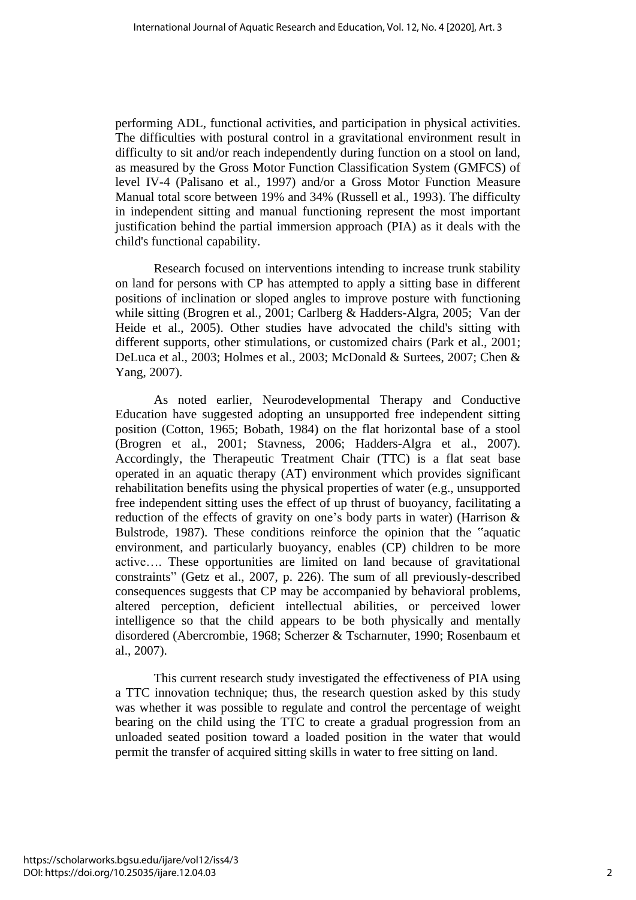performing ADL, functional activities, and participation in physical activities. The difficulties with postural control in a gravitational environment result in difficulty to sit and/or reach independently during function on a stool on land, as measured by the Gross Motor Function Classification System (GMFCS) of level IV-4 (Palisano et al., 1997) and/or a Gross Motor Function Measure Manual total score between 19% and 34% (Russell et al., 1993). The difficulty in independent sitting and manual functioning represent the most important justification behind the partial immersion approach (PIA) as it deals with the child's functional capability.

Research focused on interventions intending to increase trunk stability on land for persons with CP has attempted to apply a sitting base in different positions of inclination or sloped angles to improve posture with functioning while sitting (Brogren et al., 2001; Carlberg & Hadders-Algra, 2005; Van der Heide et al., 2005). Other studies have advocated the child's sitting with different supports, other stimulations, or customized chairs (Park et al., 2001; DeLuca et al., 2003; Holmes et al., 2003; McDonald & Surtees, 2007; Chen & Yang, 2007).

As noted earlier, Neurodevelopmental Therapy and Conductive Education have suggested adopting an unsupported free independent sitting position (Cotton, 1965; Bobath, 1984) on the flat horizontal base of a stool (Brogren et al., 2001; Stavness, 2006; Hadders-Algra et al., 2007). Accordingly, the Therapeutic Treatment Chair (TTC) is a flat seat base operated in an aquatic therapy (AT) environment which provides significant rehabilitation benefits using the physical properties of water (e.g., unsupported free independent sitting uses the effect of up thrust of buoyancy, facilitating a reduction of the effects of gravity on one's body parts in water) (Harrison & Bulstrode, 1987). These conditions reinforce the opinion that the "aquatic environment, and particularly buoyancy, enables (CP) children to be more active…. These opportunities are limited on land because of gravitational constraints" (Getz et al., 2007, p. 226). The sum of all previously-described consequences suggests that CP may be accompanied by behavioral problems, altered perception, deficient intellectual abilities, or perceived lower intelligence so that the child appears to be both physically and mentally disordered (Abercrombie, 1968; Scherzer & Tscharnuter, 1990; Rosenbaum et al., 2007).

This current research study investigated the effectiveness of PIA using a TTC innovation technique; thus, the research question asked by this study was whether it was possible to regulate and control the percentage of weight bearing on the child using the TTC to create a gradual progression from an unloaded seated position toward a loaded position in the water that would permit the transfer of acquired sitting skills in water to free sitting on land.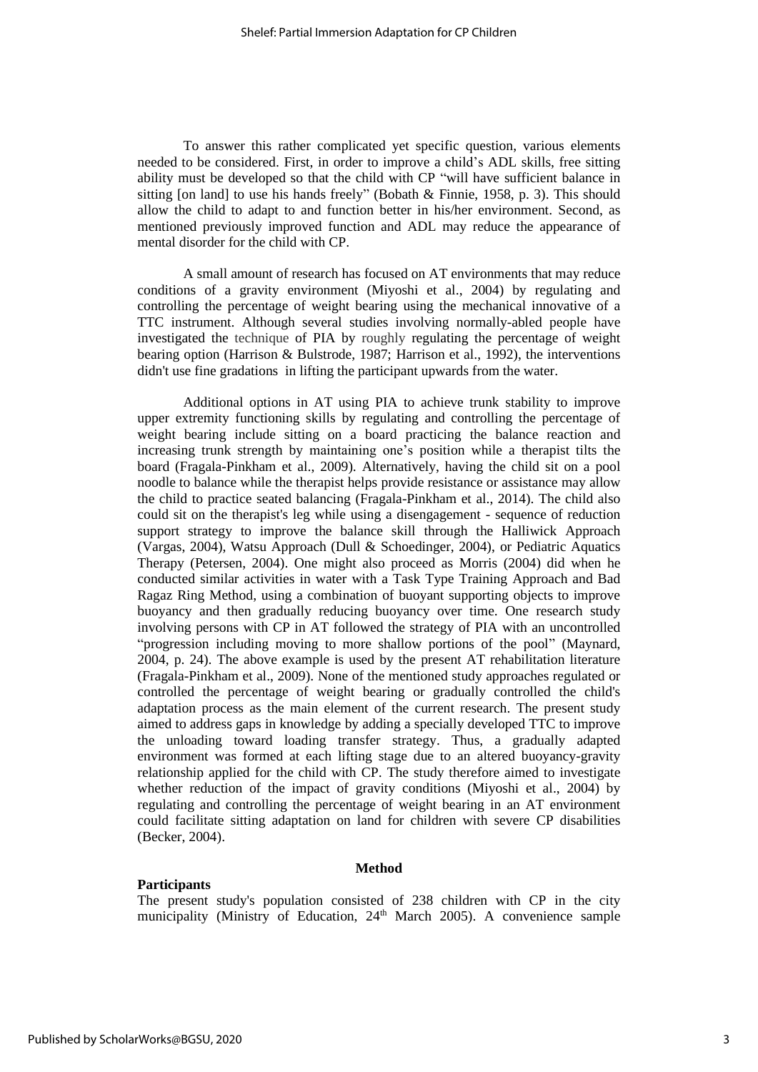To answer this rather complicated yet specific question, various elements needed to be considered. First, in order to improve a child's ADL skills, free sitting ability must be developed so that the child with CP "will have sufficient balance in sitting [on land] to use his hands freely" (Bobath & Finnie, 1958, p. 3). This should allow the child to adapt to and function better in his/her environment. Second, as mentioned previously improved function and ADL may reduce the appearance of mental disorder for the child with CP.

A small amount of research has focused on AT environments that may reduce conditions of a gravity environment (Miyoshi et al., 2004) by regulating and controlling the percentage of weight bearing using the mechanical innovative of a TTC instrument. Although several studies involving normally-abled people have investigated the technique of PIA by roughly regulating the percentage of weight bearing option (Harrison & Bulstrode, 1987; Harrison et al., 1992), the interventions didn't use fine gradations in lifting the participant upwards from the water.

Additional options in AT using PIA to achieve trunk stability to improve upper extremity functioning skills by regulating and controlling the percentage of weight bearing include sitting on a board practicing the balance reaction and increasing trunk strength by maintaining one's position while a therapist tilts the board (Fragala-Pinkham et al., 2009). Alternatively, having the child sit on a pool noodle to balance while the therapist helps provide resistance or assistance may allow the child to practice seated balancing (Fragala-Pinkham et al., 2014). The child also could sit on the therapist's leg while using a disengagement - sequence of reduction support strategy to improve the balance skill through the Halliwick Approach (Vargas, 2004), Watsu Approach (Dull & Schoedinger, 2004), or Pediatric Aquatics Therapy (Petersen, 2004). One might also proceed as Morris (2004) did when he conducted similar activities in water with a Task Type Training Approach and Bad Ragaz Ring Method, using a combination of buoyant supporting objects to improve buoyancy and then gradually reducing buoyancy over time. One research study involving persons with CP in AT followed the strategy of PIA with an uncontrolled "progression including moving to more shallow portions of the pool" (Maynard, 2004, p. 24). The above example is used by the present AT rehabilitation literature (Fragala-Pinkham et al., 2009). None of the mentioned study approaches regulated or controlled the percentage of weight bearing or gradually controlled the child's adaptation process as the main element of the current research. The present study aimed to address gaps in knowledge by adding a specially developed TTC to improve the unloading toward loading transfer strategy. Thus, a gradually adapted environment was formed at each lifting stage due to an altered buoyancy-gravity relationship applied for the child with CP. The study therefore aimed to investigate whether reduction of the impact of gravity conditions (Miyoshi et al., 2004) by regulating and controlling the percentage of weight bearing in an AT environment could facilitate sitting adaptation on land for children with severe CP disabilities (Becker, 2004).

## Method

### Participants

The present study's population consisted of 238 children with CP in the city municipality (Ministry of Education, 24th March 2005). A convenience sample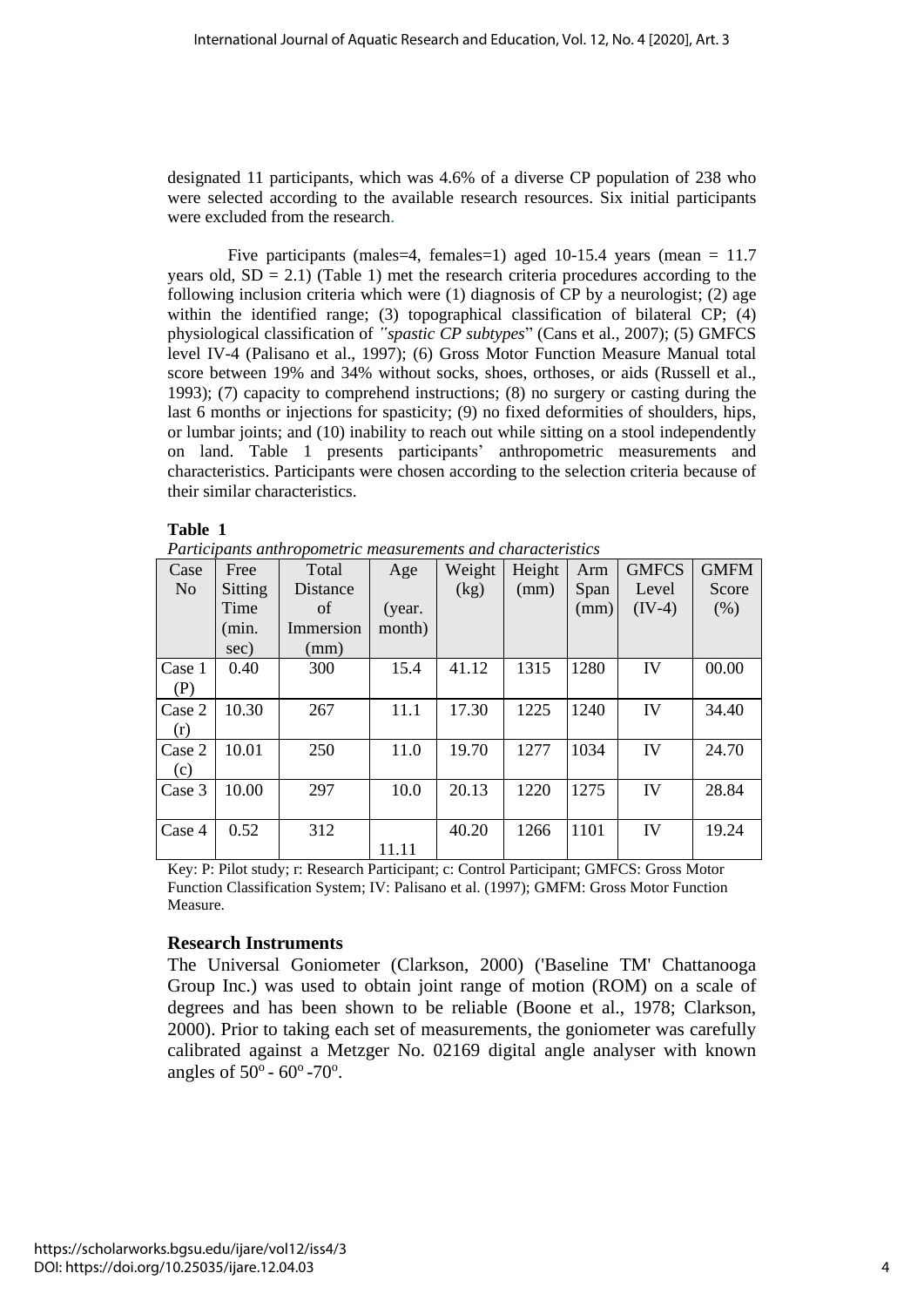designated 11 participants, which was 4.6% of a diverse CP population of 238 who were selected according to the available research resources. Six initial participants were excluded from the research.

Five participants (males=4, females=1) aged 10-15.4 years (mean = 11.7 years old, SD = 2.1) (Table 1) met the research criteria procedures according to the following inclusion criteria which were (1) diagnosis of CP by a neurologist; (2) age within the identified range; (3) topographical classification of bilateral CP; (4) physiological classification of *"spastic CP subtypes*" (Cans et al., 2007); (5) GMFCS level IV-4 (Palisano et al., 1997); (6) Gross Motor Function Measure Manual total score between 19% and 34% without socks, shoes, orthoses, or aids (Russell et al., 1993); (7) capacity to comprehend instructions; (8) no surgery or casting during the last 6 months or injections for spasticity; (9) no fixed deformities of shoulders, hips, or lumbar joints; and (10) inability to reach out while sitting on a stool independently on land. Table 1 presents participants' anthropometric measurements and characteristics. Participants were chosen according to the selection criteria because of their similar characteristics.

**Table 1**

*Participants anthropometric measurements and characteristics*

| Case No | Free Sitting Time (min. sec) | Total Distance of Immersion (mm) | Age (year. month) | Weight (kg) | Height (mm) | Arm Span (mm) | GMFCS Level (IV-4) | GMFM Score (%) |
|---|---|---|---|---|---|---|---|---|
| Case 1 (P) | 0.40 | 300 | 15.4 | 41.12 | 1315 | 1280 | IV | 00.00 |
| Case 2 (r) | 10.30 | 267 | 11.1 | 17.30 | 1225 | 1240 | IV | 34.40 |
| Case 2 (c) | 10.01 | 250 | 11.0 | 19.70 | 1277 | 1034 | IV | 24.70 |
| Case 3 | 10.00 | 297 | 10.0 | 20.13 | 1220 | 1275 | IV | 28.84 |
| Case 4 | 0.52 | 312 | 11.11 | 40.20 | 1266 | 1101 | IV | 19.24 |

Key: P: Pilot study; r: Research Participant; c: Control Participant; GMFCS: Gross Motor Function Classification System; IV: Palisano et al. (1997); GMFM: Gross Motor Function Measure.

### Research Instruments

The Universal Goniometer (Clarkson, 2000) ('Baseline TM' Chattanooga Group Inc.) was used to obtain joint range of motion (ROM) on a scale of degrees and has been shown to be reliable (Boone et al., 1978; Clarkson, 2000). Prior to taking each set of measurements, the goniometer was carefully calibrated against a Metzger No. 02169 digital angle analyser with known angles of $50^{o}$ - $60^{o}$ -$70^{o}$.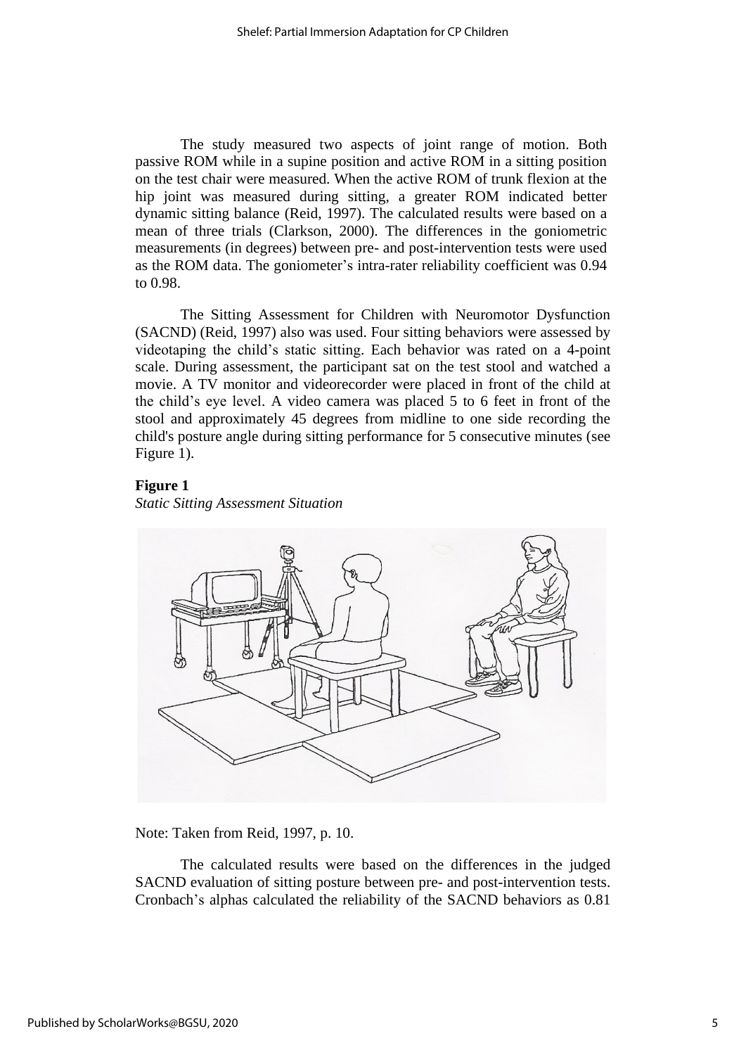The study measured two aspects of joint range of motion. Both passive ROM while in a supine position and active ROM in a sitting position on the test chair were measured. When the active ROM of trunk flexion at the hip joint was measured during sitting, a greater ROM indicated better dynamic sitting balance (Reid, 1997). The calculated results were based on a mean of three trials (Clarkson, 2000). The differences in the goniometric measurements (in degrees) between pre- and post-intervention tests were used as the ROM data. The goniometer's intra-rater reliability coefficient was 0.94 to 0.98.

The Sitting Assessment for Children with Neuromotor Dysfunction (SACND) (Reid, 1997) also was used. Four sitting behaviors were assessed by videotaping the child's static sitting. Each behavior was rated on a 4-point scale. During assessment, the participant sat on the test stool and watched a movie. A TV monitor and videorecorder were placed in front of the child at the child's eye level. A video camera was placed 5 to 6 feet in front of the stool and approximately 45 degrees from midline to one side recording the child's posture angle during sitting performance for 5 consecutive minutes (see Figure 1).

**Figure 1**

*Static Sitting Assessment Situation*

Note: Taken from Reid, 1997, p. 10.

The calculated results were based on the differences in the judged SACND evaluation of sitting posture between pre- and post-intervention tests. Cronbach's alphas calculated the reliability of the SACND behaviors as 0.81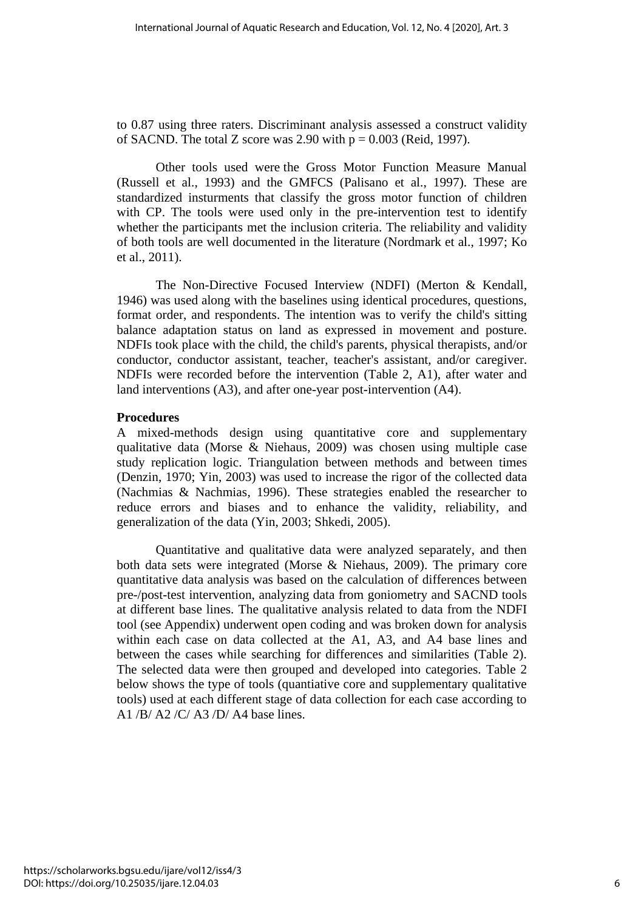to 0.87 using three raters. Discriminant analysis assessed a construct validity of SACND. The total Z score was 2.90 with $p = 0.003$ (Reid, 1997).

Other tools used were the Gross Motor Function Measure Manual (Russell et al., 1993) and the GMFCS (Palisano et al., 1997). These are standardized insturments that classify the gross motor function of children with CP. The tools were used only in the pre-intervention test to identify whether the participants met the inclusion criteria. The reliability and validity of both tools are well documented in the literature (Nordmark et al., 1997; Ko et al., 2011).

The Non-Directive Focused Interview (NDFI) (Merton & Kendall, 1946) was used along with the baselines using identical procedures, questions, format order, and respondents. The intention was to verify the child's sitting balance adaptation status on land as expressed in movement and posture. NDFIs took place with the child, the child's parents, physical therapists, and/or conductor, conductor assistant, teacher, teacher's assistant, and/or caregiver. NDFIs were recorded before the intervention (Table 2, A1), after water and land interventions (A3), and after one-year post-intervention (A4).

**Procedures**

A mixed-methods design using quantitative core and supplementary qualitative data (Morse & Niehaus, 2009) was chosen using multiple case study replication logic. Triangulation between methods and between times (Denzin, 1970; Yin, 2003) was used to increase the rigor of the collected data (Nachmias & Nachmias, 1996). These strategies enabled the researcher to reduce errors and biases and to enhance the validity, reliability, and generalization of the data (Yin, 2003; Shkedi, 2005).

Quantitative and qualitative data were analyzed separately, and then both data sets were integrated (Morse & Niehaus, 2009). The primary core quantitative data analysis was based on the calculation of differences between pre-/post-test intervention, analyzing data from goniometry and SACND tools at different base lines. The qualitative analysis related to data from the NDFI tool (see Appendix) underwent open coding and was broken down for analysis within each case on data collected at the A1, A3, and A4 base lines and between the cases while searching for differences and similarities (Table 2). The selected data were then grouped and developed into categories. Table 2 below shows the type of tools (quantiative core and supplementary qualitative tools) used at each different stage of data collection for each case according to A1 /B/ A2 /C/ A3 /D/ A4 base lines.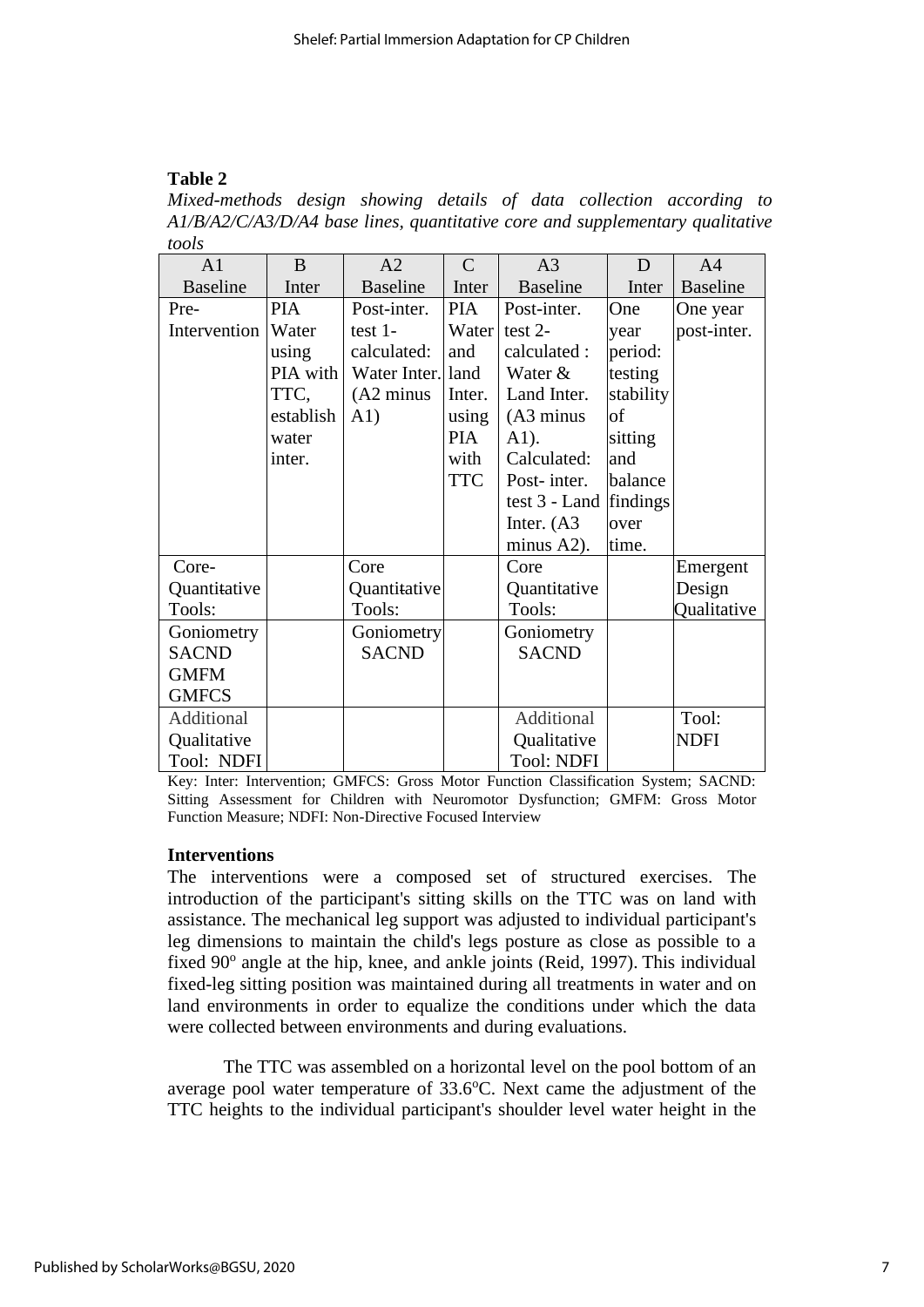**Table 2**

*Mixed-methods design showing details of data collection according to A1/B/A2/C/A3/D/A4 base lines, quantitative core and supplementary qualitative tools*

| A1 Baseline | B Inter | A2 Baseline | C Inter | A3 Baseline | D Inter | A4 Baseline |
|---|---|---|---|---|---|---|
| Pre-Intervention | PIA Water using PIA with TTC, establish water inter. | Post-inter. test 1- calculated: Water Inter. (A2 minus A1) | PIA Water and land Inter. using PIA with TTC | Post-inter. test 2- calculated : Water & Land Inter. (A3 minus A1). Calculated: Post- inter. test 3 - Land Inter. (A3 minus A2). | One year period: testing stability of sitting and balance findings over time. | One year post-inter. |
| Core-Quantitative Tools: | | Core Quantitative Tools: | | Core Quantitative Tools: | | Emergent Design Qualitative |
| Goniometry SACND GMFM GMFCS | | Goniometry SACND | | Goniometry SACND | | |
| Additional Qualitative Tool: NDFI | | | | Additional Qualitative Tool: NDFI | | Tool: NDFI |

Key: Inter: Intervention; GMFCS: Gross Motor Function Classification System; SACND: Sitting Assessment for Children with Neuromotor Dysfunction; GMFM: Gross Motor Function Measure; NDFI: Non-Directive Focused Interview

**Interventions**

The interventions were a composed set of structured exercises. The introduction of the participant's sitting skills on the TTC was on land with assistance. The mechanical leg support was adjusted to individual participant's leg dimensions to maintain the child's legs posture as close as possible to a fixed 90° angle at the hip, knee, and ankle joints (Reid, 1997). This individual fixed-leg sitting position was maintained during all treatments in water and on land environments in order to equalize the conditions under which the data were collected between environments and during evaluations.

The TTC was assembled on a horizontal level on the pool bottom of an average pool water temperature of 33.6°C. Next came the adjustment of the TTC heights to the individual participant's shoulder level water height in the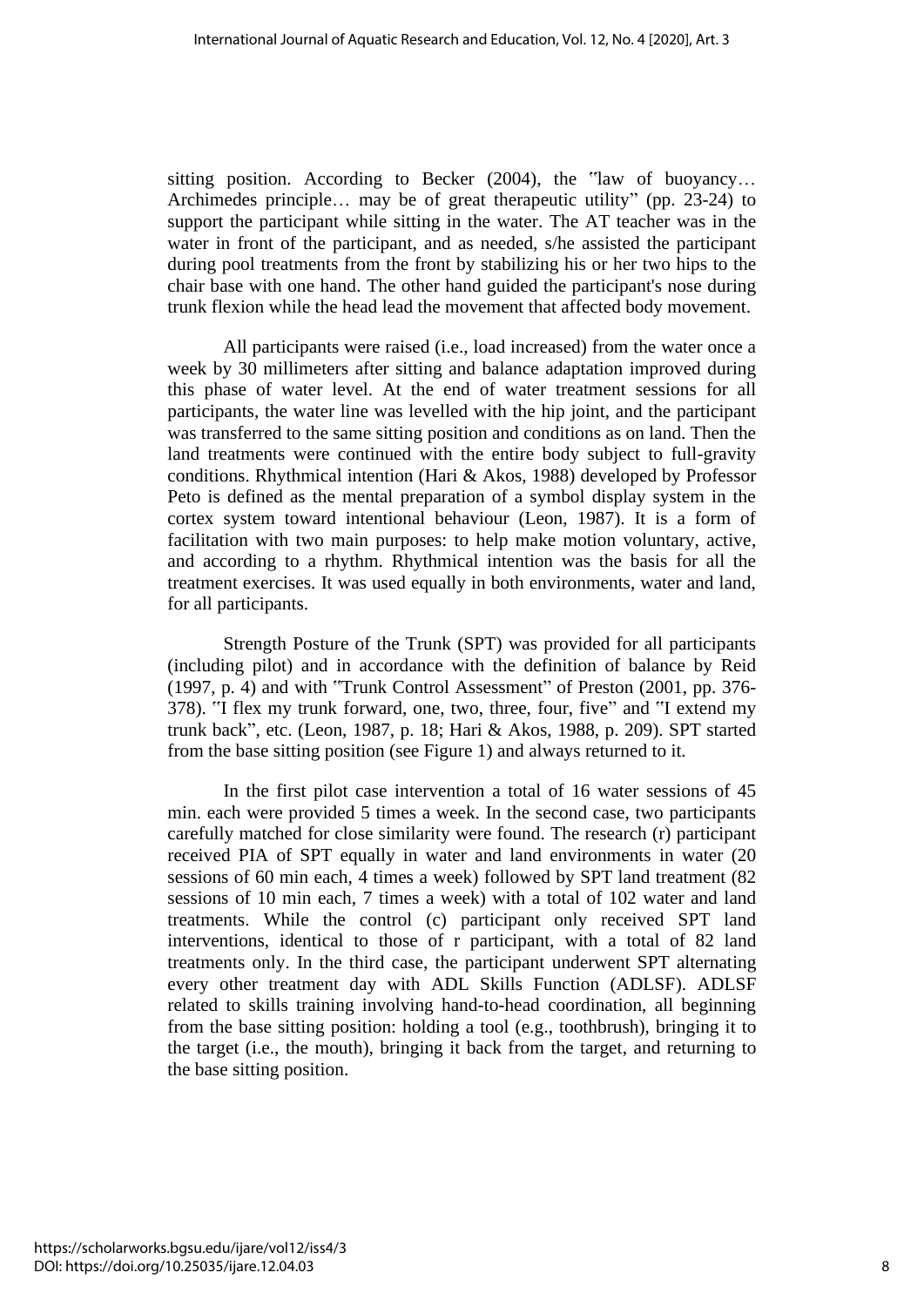sitting position. According to Becker (2004), the "law of buoyancy… Archimedes principle… may be of great therapeutic utility" (pp. 23-24) to support the participant while sitting in the water. The AT teacher was in the water in front of the participant, and as needed, s/he assisted the participant during pool treatments from the front by stabilizing his or her two hips to the chair base with one hand. The other hand guided the participant's nose during trunk flexion while the head lead the movement that affected body movement.

All participants were raised (i.e., load increased) from the water once a week by 30 millimeters after sitting and balance adaptation improved during this phase of water level. At the end of water treatment sessions for all participants, the water line was levelled with the hip joint, and the participant was transferred to the same sitting position and conditions as on land. Then the land treatments were continued with the entire body subject to full-gravity conditions. Rhythmical intention (Hari & Akos, 1988) developed by Professor Peto is defined as the mental preparation of a symbol display system in the cortex system toward intentional behaviour (Leon, 1987). It is a form of facilitation with two main purposes: to help make motion voluntary, active, and according to a rhythm. Rhythmical intention was the basis for all the treatment exercises. It was used equally in both environments, water and land, for all participants.

Strength Posture of the Trunk (SPT) was provided for all participants (including pilot) and in accordance with the definition of balance by Reid (1997, p. 4) and with "Trunk Control Assessment" of Preston (2001, pp. 376-378). "I flex my trunk forward, one, two, three, four, five" and "I extend my trunk back", etc. (Leon, 1987, p. 18; Hari & Akos, 1988, p. 209). SPT started from the base sitting position (see Figure 1) and always returned to it.

In the first pilot case intervention a total of 16 water sessions of 45 min. each were provided 5 times a week. In the second case, two participants carefully matched for close similarity were found. The research (r) participant received PIA of SPT equally in water and land environments in water (20 sessions of 60 min each, 4 times a week) followed by SPT land treatment (82 sessions of 10 min each, 7 times a week) with a total of 102 water and land treatments. While the control (c) participant only received SPT land interventions, identical to those of r participant, with a total of 82 land treatments only. In the third case, the participant underwent SPT alternating every other treatment day with ADL Skills Function (ADLSF). ADLSF related to skills training involving hand-to-head coordination, all beginning from the base sitting position: holding a tool (e.g., toothbrush), bringing it to the target (i.e., the mouth), bringing it back from the target, and returning to the base sitting position.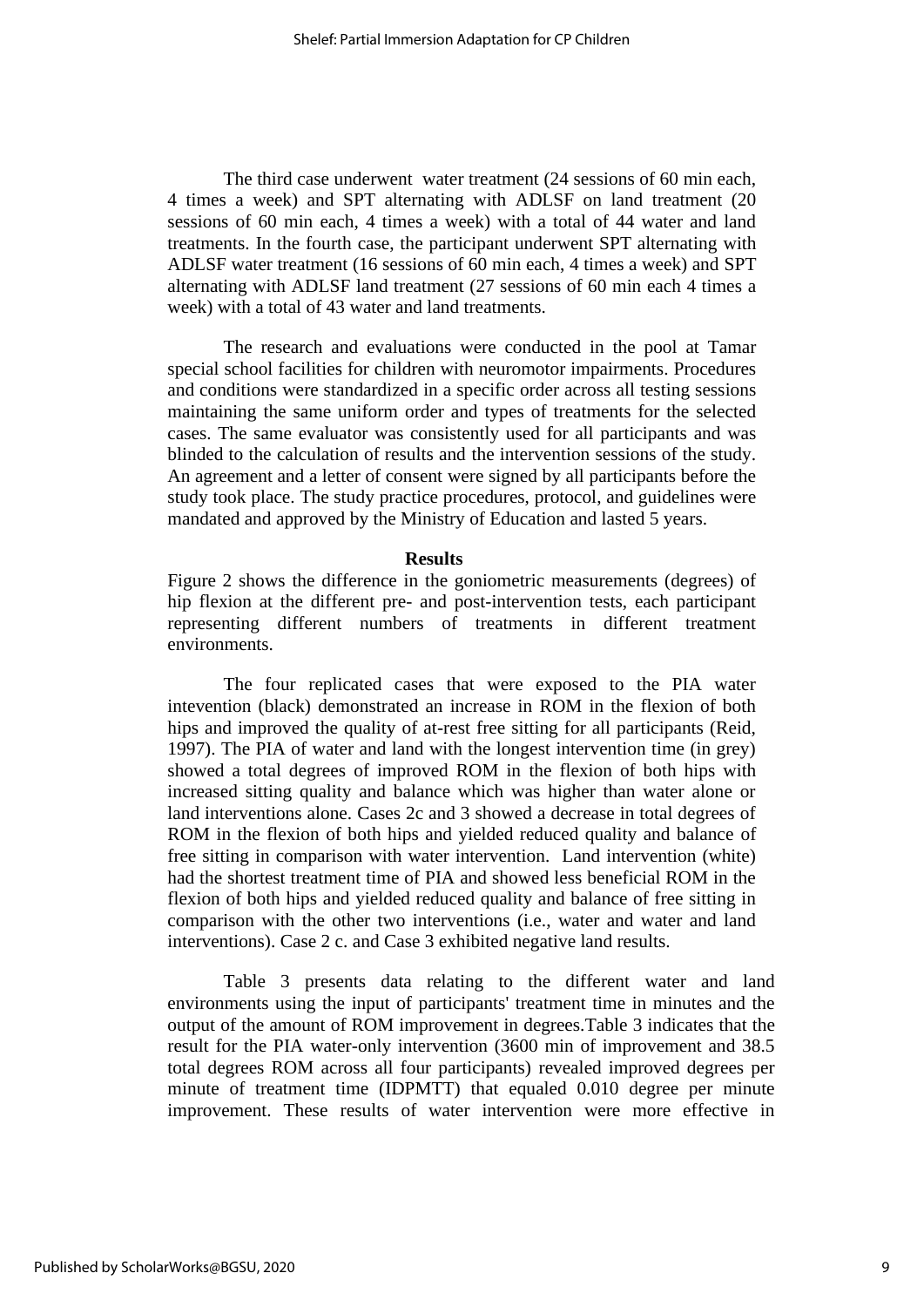The third case underwent water treatment (24 sessions of 60 min each, 4 times a week) and SPT alternating with ADLSF on land treatment (20 sessions of 60 min each, 4 times a week) with a total of 44 water and land treatments. In the fourth case, the participant underwent SPT alternating with ADLSF water treatment (16 sessions of 60 min each, 4 times a week) and SPT alternating with ADLSF land treatment (27 sessions of 60 min each 4 times a week) with a total of 43 water and land treatments.

The research and evaluations were conducted in the pool at Tamar special school facilities for children with neuromotor impairments. Procedures and conditions were standardized in a specific order across all testing sessions maintaining the same uniform order and types of treatments for the selected cases. The same evaluator was consistently used for all participants and was blinded to the calculation of results and the intervention sessions of the study. An agreement and a letter of consent were signed by all participants before the study took place. The study practice procedures, protocol, and guidelines were mandated and approved by the Ministry of Education and lasted 5 years.

## Results

Figure 2 shows the difference in the goniometric measurements (degrees) of hip flexion at the different pre- and post-intervention tests, each participant representing different numbers of treatments in different treatment environments.

The four replicated cases that were exposed to the PIA water intevention (black) demonstrated an increase in ROM in the flexion of both hips and improved the quality of at-rest free sitting for all participants (Reid, 1997). The PIA of water and land with the longest intervention time (in grey) showed a total degrees of improved ROM in the flexion of both hips with increased sitting quality and balance which was higher than water alone or land interventions alone. Cases 2c and 3 showed a decrease in total degrees of ROM in the flexion of both hips and yielded reduced quality and balance of free sitting in comparison with water intervention. Land intervention (white) had the shortest treatment time of PIA and showed less beneficial ROM in the flexion of both hips and yielded reduced quality and balance of free sitting in comparison with the other two interventions (i.e., water and water and land interventions). Case 2 c. and Case 3 exhibited negative land results.

Table 3 presents data relating to the different water and land environments using the input of participants' treatment time in minutes and the output of the amount of ROM improvement in degrees.Table 3 indicates that the result for the PIA water-only intervention (3600 min of improvement and 38.5 total degrees ROM across all four participants) revealed improved degrees per minute of treatment time (IDPMTT) that equaled 0.010 degree per minute improvement. These results of water intervention were more effective in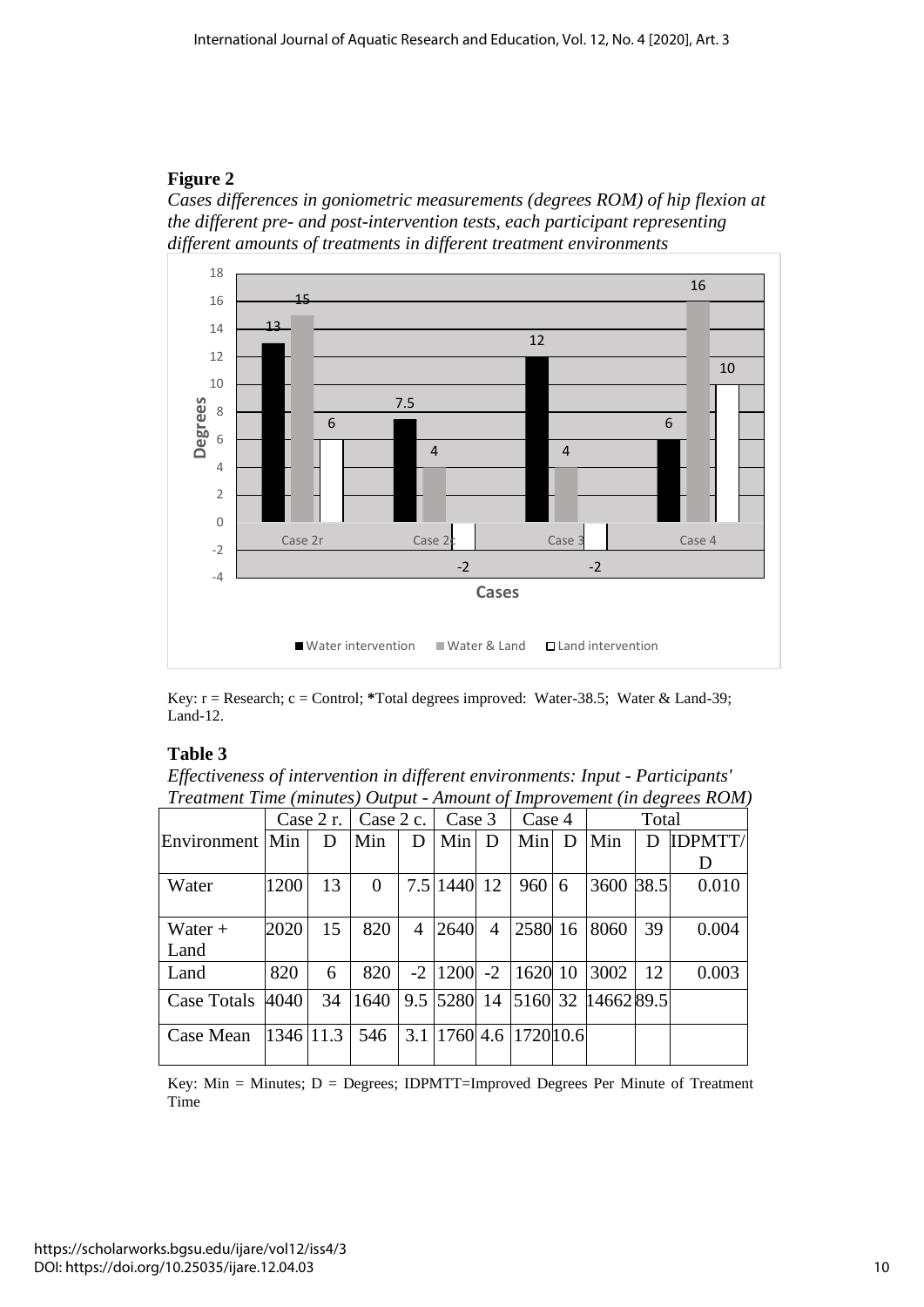**Figure 2**

*Cases differences in goniometric measurements (degrees ROM) of hip flexion at the different pre- and post-intervention tests, each participant representing different amounts of treatments in different treatment environments*

18
16
14
12
10
8
6
4
2
0
-2
-4

Degrees

13
15
6
7.5
4
-2
12
4
-2
6
16
10

Case 2r
Case 2c
Case 3
Case 4

Cases

■ Water intervention ■ Water & Land □ Land intervention

Key: r = Research; c = Control; *Total degrees improved: Water-38.5; Water & Land-39; Land-12.

**Table 3**

*Effectiveness of intervention in different environments: Input - Participants' Treatment Time (minutes) Output - Amount of Improvement (in degrees ROM)*

| | Case 2 r. | | Case 2 c. | | Case 3 | | Case 4 | | Total | | |
|---|---|---|---|---|---|---|---|---|---|---|---|
| Environment | Min | D | Min | D | Min | D | Min | D | Min | D | IDPMTT/D |
| Water | 1200 | 13 | 0 | 7.5 | 1440 | 12 | 960 | 6 | 3600 | 38.5 | 0.010 |
| Water + Land | 2020 | 15 | 820 | 4 | 2640 | 4 | 2580 | 16 | 8060 | 39 | 0.004 |
| Land | 820 | 6 | 820 | -2 | 1200 | -2 | 1620 | 10 | 3002 | 12 | 0.003 |
| Case Totals | 4040 | 34 | 1640 | 9.5 | 5280 | 14 | 5160 | 32 | 14662 | 89.5 | |
| Case Mean | 1346 | 11.3 | 546 | 3.1 | 1760 | 4.6 | 1720 | 10.6 | | | |

Key: Min = Minutes; D = Degrees; IDPMTT=Improved Degrees Per Minute of Treatment Time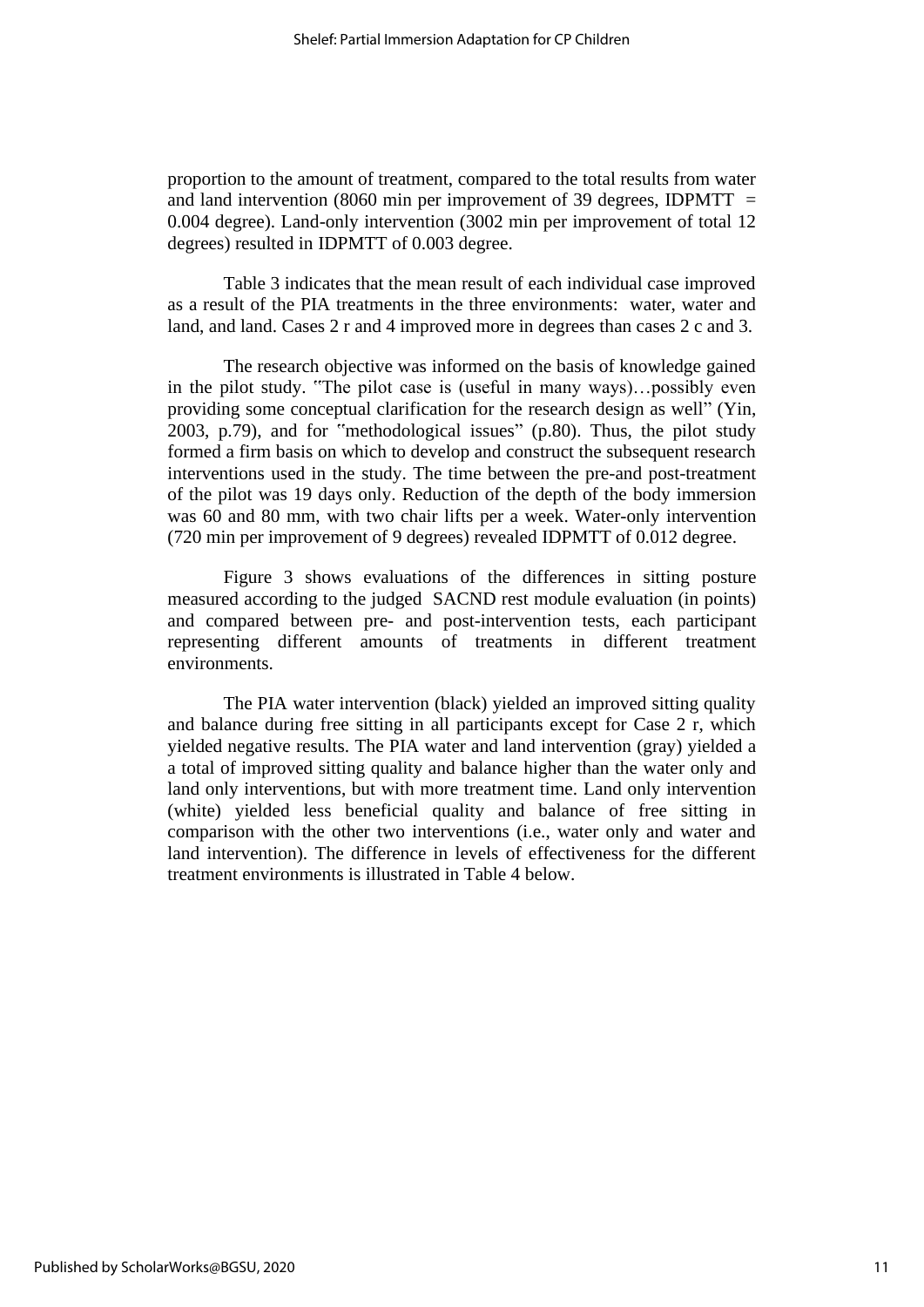proportion to the amount of treatment, compared to the total results from water and land intervention (8060 min per improvement of 39 degrees, IDPMTT = 0.004 degree). Land-only intervention (3002 min per improvement of total 12 degrees) resulted in IDPMTT of 0.003 degree.

Table 3 indicates that the mean result of each individual case improved as a result of the PIA treatments in the three environments: water, water and land, and land. Cases 2 r and 4 improved more in degrees than cases 2 c and 3.

The research objective was informed on the basis of knowledge gained in the pilot study. "The pilot case is (useful in many ways)…possibly even providing some conceptual clarification for the research design as well" (Yin, 2003, p.79), and for "methodological issues" (p.80). Thus, the pilot study formed a firm basis on which to develop and construct the subsequent research interventions used in the study. The time between the pre-and post-treatment of the pilot was 19 days only. Reduction of the depth of the body immersion was 60 and 80 mm, with two chair lifts per a week. Water-only intervention (720 min per improvement of 9 degrees) revealed IDPMTT of 0.012 degree.

Figure 3 shows evaluations of the differences in sitting posture measured according to the judged SACND rest module evaluation (in points) and compared between pre- and post-intervention tests, each participant representing different amounts of treatments in different treatment environments.

The PIA water intervention (black) yielded an improved sitting quality and balance during free sitting in all participants except for Case 2 r, which yielded negative results. The PIA water and land intervention (gray) yielded a a total of improved sitting quality and balance higher than the water only and land only interventions, but with more treatment time. Land only intervention (white) yielded less beneficial quality and balance of free sitting in comparison with the other two interventions (i.e., water only and water and land intervention). The difference in levels of effectiveness for the different treatment environments is illustrated in Table 4 below.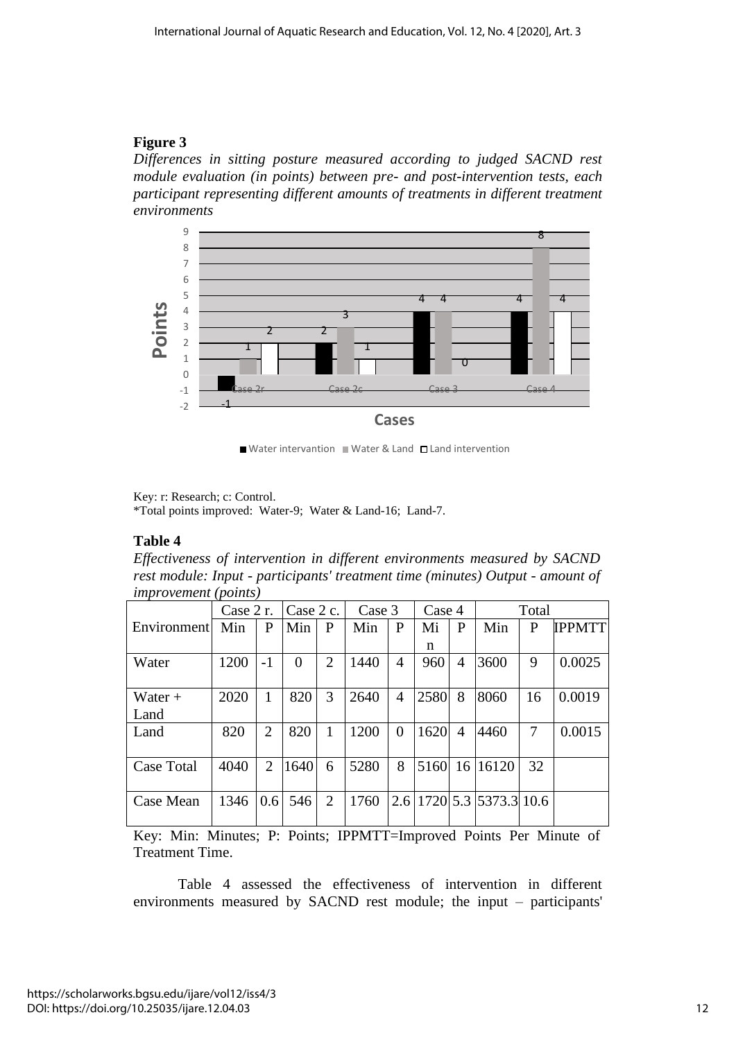**Figure 3**

*Differences in sitting posture measured according to judged SACND rest module evaluation (in points) between pre- and post-intervention tests, each participant representing different amounts of treatments in different treatment environments*

Points

9
8
7
6
5
4
3
2
1
0
-1
-2

-1 1 2 | 2 3 1 | 4 4 0 | 4 8 4

Case 2r Case 2c Case 3 Case 4

Cases

■ Water intervantion ■ Water & Land □ Land intervention

Key: r: Research; c: Control.
*Total points improved: Water-9; Water & Land-16; Land-7.

**Table 4**

*Effectiveness of intervention in different environments measured by SACND rest module: Input - participants' treatment time (minutes) Output - amount of improvement (points)*

| | Case 2 r. | | Case 2 c. | | Case 3 | | Case 4 | | Total | | |
|---|---|---|---|---|---|---|---|---|---|---|---|
| Environment | Min | P | Min | P | Min | P | Min | P | Min | P | IPPMTT |
| Water | 1200 | -1 | 0 | 2 | 1440 | 4 | 960 | 4 | 3600 | 9 | 0.0025 |
| Water + Land | 2020 | 1 | 820 | 3 | 2640 | 4 | 2580 | 8 | 8060 | 16 | 0.0019 |
| Land | 820 | 2 | 820 | 1 | 1200 | 0 | 1620 | 4 | 4460 | 7 | 0.0015 |
| Case Total | 4040 | 2 | 1640 | 6 | 5280 | 8 | 5160 | 16 | 16120 | 32 | |
| Case Mean | 1346 | 0.6 | 546 | 2 | 1760 | 2.6 | 1720 | 5.3 | 5373.3 | 10.6 | |

Key: Min: Minutes; P: Points; IPPMTT=Improved Points Per Minute of Treatment Time.

Table 4 assessed the effectiveness of intervention in different environments measured by SACND rest module; the input – participants'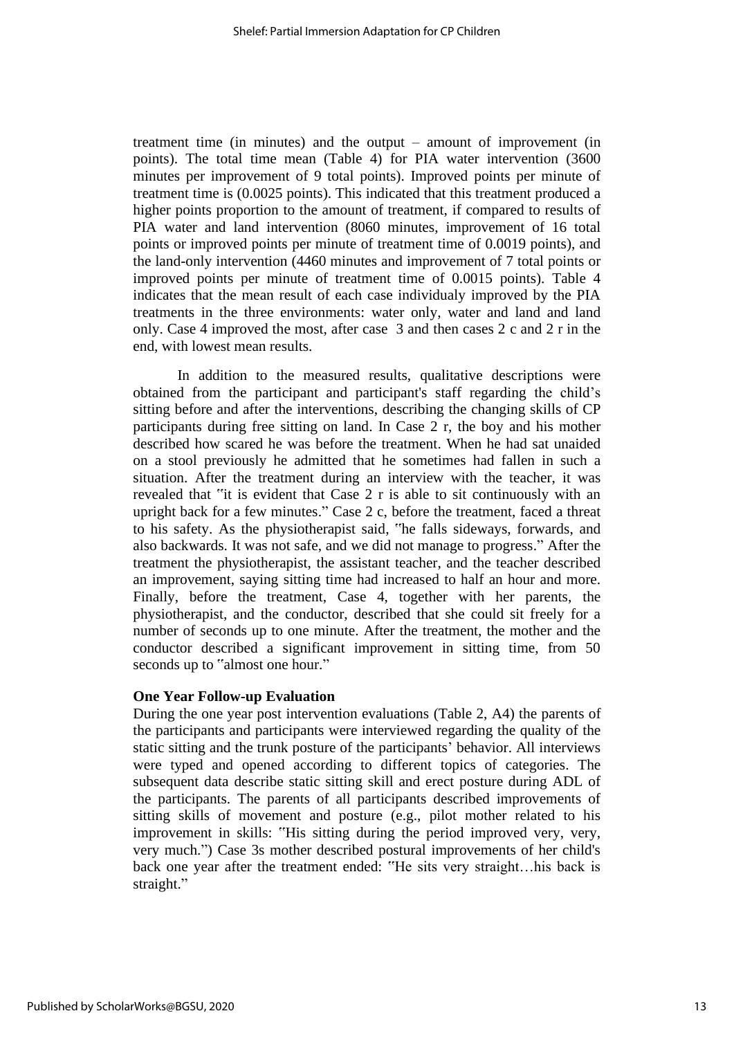treatment time (in minutes) and the output – amount of improvement (in points). The total time mean (Table 4) for PIA water intervention (3600 minutes per improvement of 9 total points). Improved points per minute of treatment time is (0.0025 points). This indicated that this treatment produced a higher points proportion to the amount of treatment, if compared to results of PIA water and land intervention (8060 minutes, improvement of 16 total points or improved points per minute of treatment time of 0.0019 points), and the land-only intervention (4460 minutes and improvement of 7 total points or improved points per minute of treatment time of 0.0015 points). Table 4 indicates that the mean result of each case individualy improved by the PIA treatments in the three environments: water only, water and land and land only. Case 4 improved the most, after case 3 and then cases 2 c and 2 r in the end, with lowest mean results.

In addition to the measured results, qualitative descriptions were obtained from the participant and participant's staff regarding the child's sitting before and after the interventions, describing the changing skills of CP participants during free sitting on land. In Case 2 r, the boy and his mother described how scared he was before the treatment. When he had sat unaided on a stool previously he admitted that he sometimes had fallen in such a situation. After the treatment during an interview with the teacher, it was revealed that "it is evident that Case 2 r is able to sit continuously with an upright back for a few minutes." Case 2 c, before the treatment, faced a threat to his safety. As the physiotherapist said, "he falls sideways, forwards, and also backwards. It was not safe, and we did not manage to progress." After the treatment the physiotherapist, the assistant teacher, and the teacher described an improvement, saying sitting time had increased to half an hour and more. Finally, before the treatment, Case 4, together with her parents, the physiotherapist, and the conductor, described that she could sit freely for a number of seconds up to one minute. After the treatment, the mother and the conductor described a significant improvement in sitting time, from 50 seconds up to "almost one hour."

**One Year Follow-up Evaluation**

During the one year post intervention evaluations (Table 2, A4) the parents of the participants and participants were interviewed regarding the quality of the static sitting and the trunk posture of the participants' behavior. All interviews were typed and opened according to different topics of categories. The subsequent data describe static sitting skill and erect posture during ADL of the participants. The parents of all participants described improvements of sitting skills of movement and posture (e.g., pilot mother related to his improvement in skills: "His sitting during the period improved very, very, very much.") Case 3s mother described postural improvements of her child's back one year after the treatment ended: "He sits very straight…his back is straight."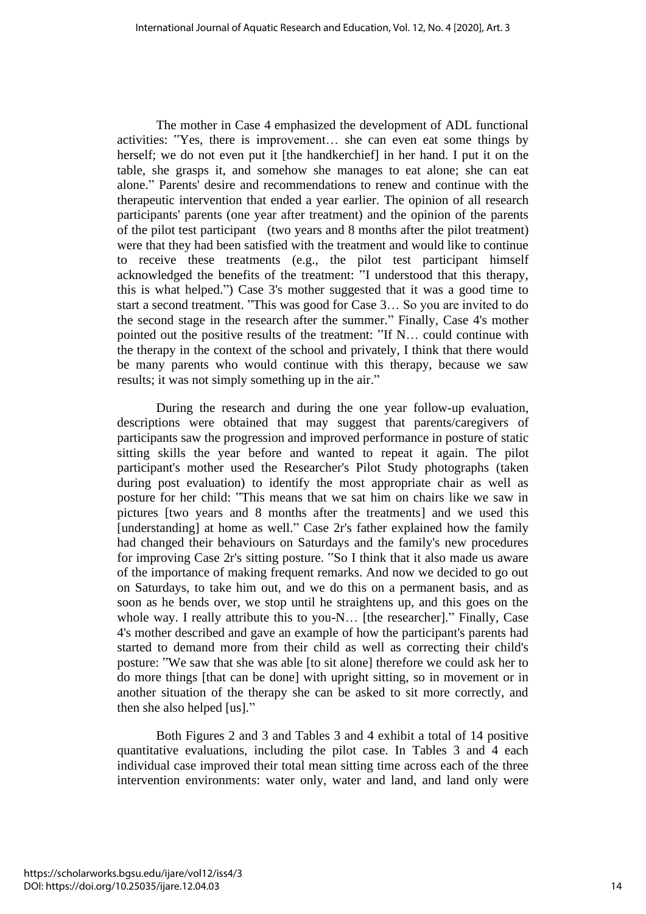The mother in Case 4 emphasized the development of ADL functional activities: "Yes, there is improvement… she can even eat some things by herself; we do not even put it [the handkerchief] in her hand. I put it on the table, she grasps it, and somehow she manages to eat alone; she can eat alone." Parents' desire and recommendations to renew and continue with the therapeutic intervention that ended a year earlier. The opinion of all research participants' parents (one year after treatment) and the opinion of the parents of the pilot test participant (two years and 8 months after the pilot treatment) were that they had been satisfied with the treatment and would like to continue to receive these treatments (e.g., the pilot test participant himself acknowledged the benefits of the treatment: "I understood that this therapy, this is what helped.") Case 3's mother suggested that it was a good time to start a second treatment. "This was good for Case 3… So you are invited to do the second stage in the research after the summer." Finally, Case 4's mother pointed out the positive results of the treatment: "If N… could continue with the therapy in the context of the school and privately, I think that there would be many parents who would continue with this therapy, because we saw results; it was not simply something up in the air."

During the research and during the one year follow-up evaluation, descriptions were obtained that may suggest that parents/caregivers of participants saw the progression and improved performance in posture of static sitting skills the year before and wanted to repeat it again. The pilot participant's mother used the Researcher's Pilot Study photographs (taken during post evaluation) to identify the most appropriate chair as well as posture for her child: "This means that we sat him on chairs like we saw in pictures [two years and 8 months after the treatments] and we used this [understanding] at home as well." Case 2r's father explained how the family had changed their behaviours on Saturdays and the family's new procedures for improving Case 2r's sitting posture. "So I think that it also made us aware of the importance of making frequent remarks. And now we decided to go out on Saturdays, to take him out, and we do this on a permanent basis, and as soon as he bends over, we stop until he straightens up, and this goes on the whole way. I really attribute this to you-N… [the researcher]." Finally, Case 4's mother described and gave an example of how the participant's parents had started to demand more from their child as well as correcting their child's posture: "We saw that she was able [to sit alone] therefore we could ask her to do more things [that can be done] with upright sitting, so in movement or in another situation of the therapy she can be asked to sit more correctly, and then she also helped [us]."

Both Figures 2 and 3 and Tables 3 and 4 exhibit a total of 14 positive quantitative evaluations, including the pilot case. In Tables 3 and 4 each individual case improved their total mean sitting time across each of the three intervention environments: water only, water and land, and land only were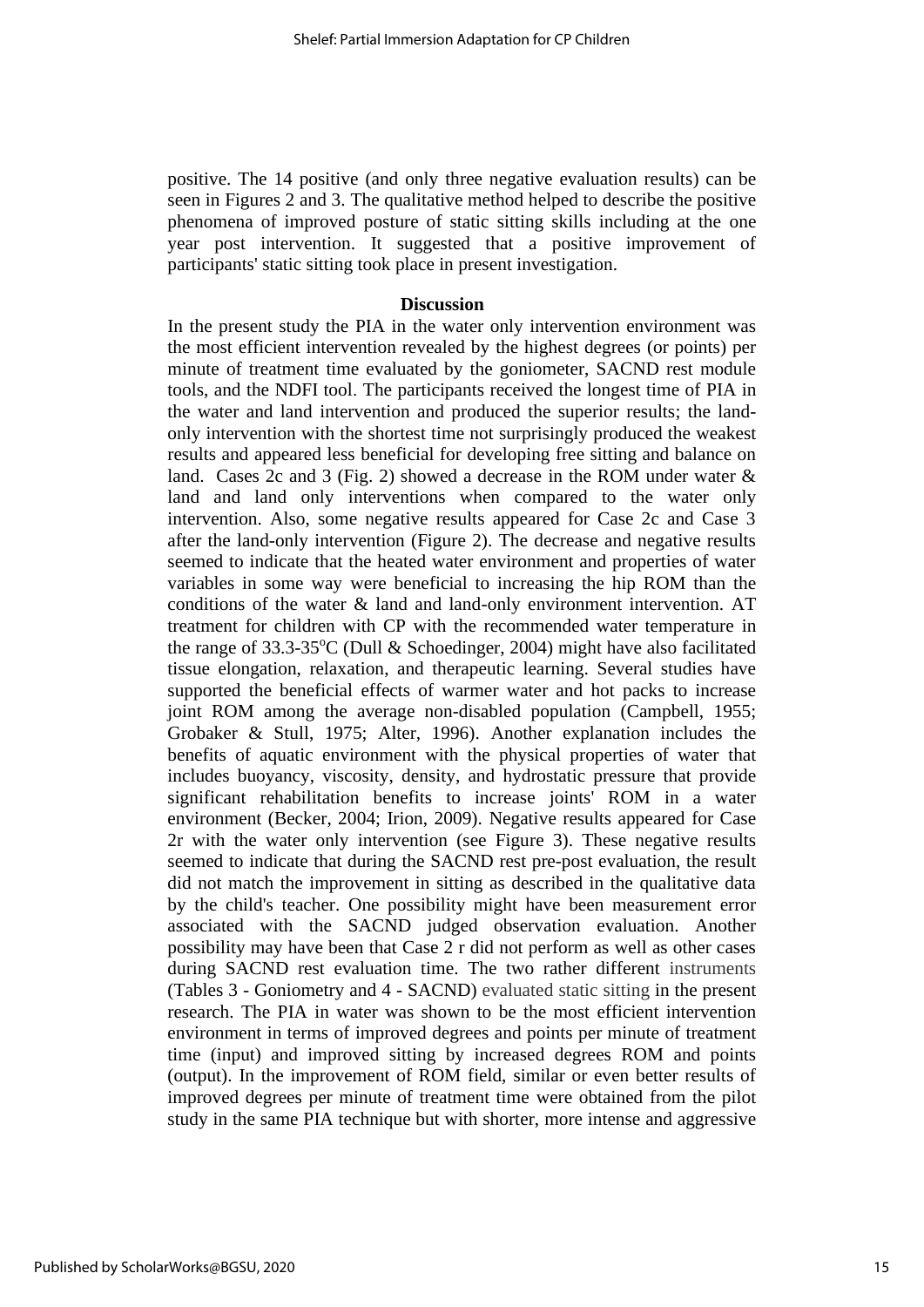positive. The 14 positive (and only three negative evaluation results) can be seen in Figures 2 and 3. The qualitative method helped to describe the positive phenomena of improved posture of static sitting skills including at the one year post intervention. It suggested that a positive improvement of participants' static sitting took place in present investigation.

## Discussion

In the present study the PIA in the water only intervention environment was the most efficient intervention revealed by the highest degrees (or points) per minute of treatment time evaluated by the goniometer, SACND rest module tools, and the NDFI tool. The participants received the longest time of PIA in the water and land intervention and produced the superior results; the land-only intervention with the shortest time not surprisingly produced the weakest results and appeared less beneficial for developing free sitting and balance on land. Cases 2c and 3 (Fig. 2) showed a decrease in the ROM under water & land and land only interventions when compared to the water only intervention. Also, some negative results appeared for Case 2c and Case 3 after the land-only intervention (Figure 2). The decrease and negative results seemed to indicate that the heated water environment and properties of water variables in some way were beneficial to increasing the hip ROM than the conditions of the water & land and land-only environment intervention. AT treatment for children with CP with the recommended water temperature in the range of 33.3-35°C (Dull & Schoedinger, 2004) might have also facilitated tissue elongation, relaxation, and therapeutic learning. Several studies have supported the beneficial effects of warmer water and hot packs to increase joint ROM among the average non-disabled population (Campbell, 1955; Grobaker & Stull, 1975; Alter, 1996). Another explanation includes the benefits of aquatic environment with the physical properties of water that includes buoyancy, viscosity, density, and hydrostatic pressure that provide significant rehabilitation benefits to increase joints' ROM in a water environment (Becker, 2004; Irion, 2009). Negative results appeared for Case 2r with the water only intervention (see Figure 3). These negative results seemed to indicate that during the SACND rest pre-post evaluation, the result did not match the improvement in sitting as described in the qualitative data by the child's teacher. One possibility might have been measurement error associated with the SACND judged observation evaluation. Another possibility may have been that Case 2 r did not perform as well as other cases during SACND rest evaluation time. The two rather different instruments (Tables 3 - Goniometry and 4 - SACND) evaluated static sitting in the present research. The PIA in water was shown to be the most efficient intervention environment in terms of improved degrees and points per minute of treatment time (input) and improved sitting by increased degrees ROM and points (output). In the improvement of ROM field, similar or even better results of improved degrees per minute of treatment time were obtained from the pilot study in the same PIA technique but with shorter, more intense and aggressive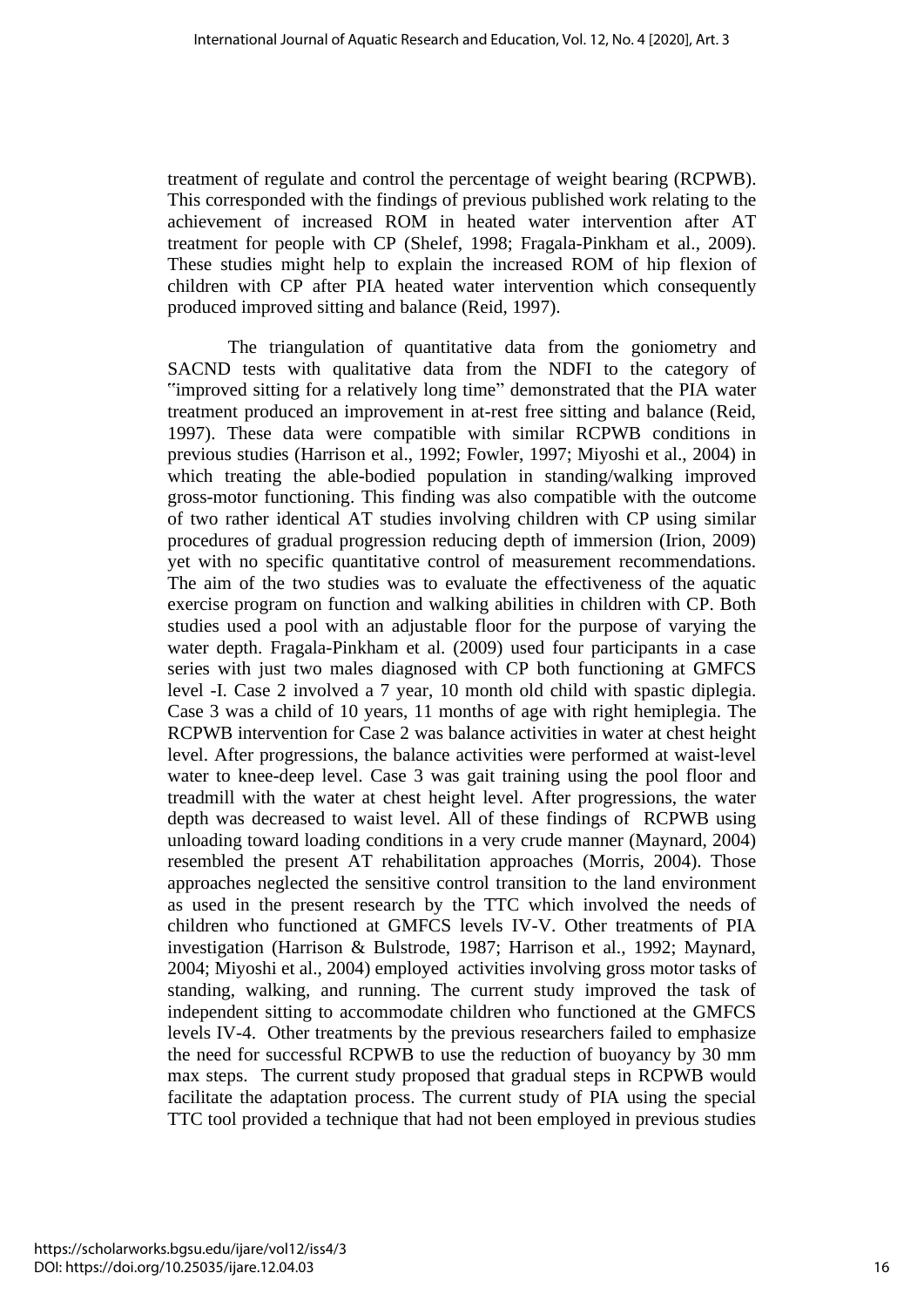treatment of regulate and control the percentage of weight bearing (RCPWB). This corresponded with the findings of previous published work relating to the achievement of increased ROM in heated water intervention after AT treatment for people with CP (Shelef, 1998; Fragala-Pinkham et al., 2009). These studies might help to explain the increased ROM of hip flexion of children with CP after PIA heated water intervention which consequently produced improved sitting and balance (Reid, 1997).

The triangulation of quantitative data from the goniometry and SACND tests with qualitative data from the NDFI to the category of "improved sitting for a relatively long time" demonstrated that the PIA water treatment produced an improvement in at-rest free sitting and balance (Reid, 1997). These data were compatible with similar RCPWB conditions in previous studies (Harrison et al., 1992; Fowler, 1997; Miyoshi et al., 2004) in which treating the able-bodied population in standing/walking improved gross-motor functioning. This finding was also compatible with the outcome of two rather identical AT studies involving children with CP using similar procedures of gradual progression reducing depth of immersion (Irion, 2009) yet with no specific quantitative control of measurement recommendations. The aim of the two studies was to evaluate the effectiveness of the aquatic exercise program on function and walking abilities in children with CP. Both studies used a pool with an adjustable floor for the purpose of varying the water depth. Fragala-Pinkham et al. (2009) used four participants in a case series with just two males diagnosed with CP both functioning at GMFCS level -I. Case 2 involved a 7 year, 10 month old child with spastic diplegia. Case 3 was a child of 10 years, 11 months of age with right hemiplegia. The RCPWB intervention for Case 2 was balance activities in water at chest height level. After progressions, the balance activities were performed at waist-level water to knee-deep level. Case 3 was gait training using the pool floor and treadmill with the water at chest height level. After progressions, the water depth was decreased to waist level. All of these findings of RCPWB using unloading toward loading conditions in a very crude manner (Maynard, 2004) resembled the present AT rehabilitation approaches (Morris, 2004). Those approaches neglected the sensitive control transition to the land environment as used in the present research by the TTC which involved the needs of children who functioned at GMFCS levels IV-V. Other treatments of PIA investigation (Harrison & Bulstrode, 1987; Harrison et al., 1992; Maynard, 2004; Miyoshi et al., 2004) employed activities involving gross motor tasks of standing, walking, and running. The current study improved the task of independent sitting to accommodate children who functioned at the GMFCS levels IV-4. Other treatments by the previous researchers failed to emphasize the need for successful RCPWB to use the reduction of buoyancy by 30 mm max steps. The current study proposed that gradual steps in RCPWB would facilitate the adaptation process. The current study of PIA using the special TTC tool provided a technique that had not been employed in previous studies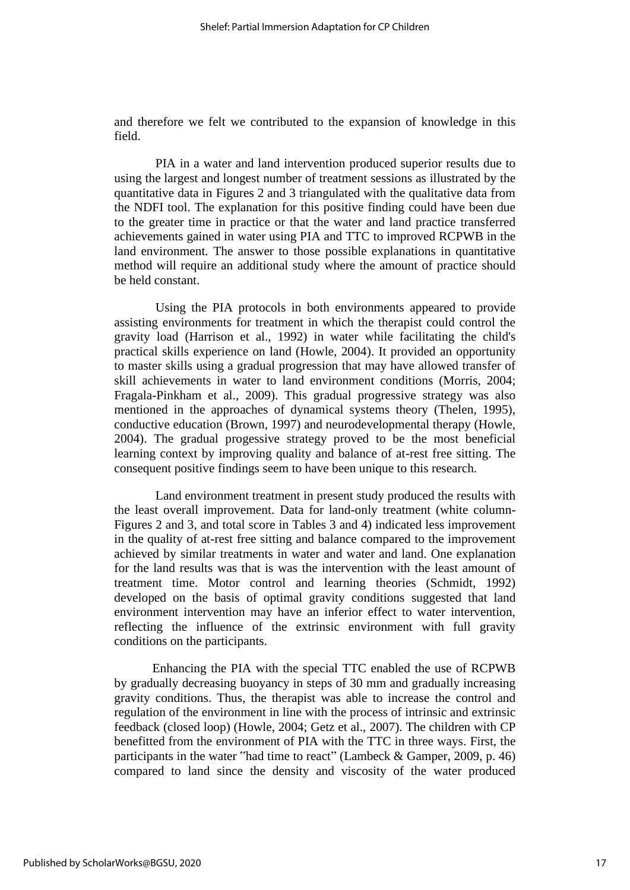and therefore we felt we contributed to the expansion of knowledge in this field.

PIA in a water and land intervention produced superior results due to using the largest and longest number of treatment sessions as illustrated by the quantitative data in Figures 2 and 3 triangulated with the qualitative data from the NDFI tool. The explanation for this positive finding could have been due to the greater time in practice or that the water and land practice transferred achievements gained in water using PIA and TTC to improved RCPWB in the land environment. The answer to those possible explanations in quantitative method will require an additional study where the amount of practice should be held constant.

Using the PIA protocols in both environments appeared to provide assisting environments for treatment in which the therapist could control the gravity load (Harrison et al., 1992) in water while facilitating the child's practical skills experience on land (Howle, 2004). It provided an opportunity to master skills using a gradual progression that may have allowed transfer of skill achievements in water to land environment conditions (Morris, 2004; Fragala-Pinkham et al., 2009). This gradual progressive strategy was also mentioned in the approaches of dynamical systems theory (Thelen, 1995), conductive education (Brown, 1997) and neurodevelopmental therapy (Howle, 2004). The gradual progessive strategy proved to be the most beneficial learning context by improving quality and balance of at-rest free sitting. The consequent positive findings seem to have been unique to this research.

Land environment treatment in present study produced the results with the least overall improvement. Data for land-only treatment (white column-Figures 2 and 3, and total score in Tables 3 and 4) indicated less improvement in the quality of at-rest free sitting and balance compared to the improvement achieved by similar treatments in water and water and land. One explanation for the land results was that is was the intervention with the least amount of treatment time. Motor control and learning theories (Schmidt, 1992) developed on the basis of optimal gravity conditions suggested that land environment intervention may have an inferior effect to water intervention, reflecting the influence of the extrinsic environment with full gravity conditions on the participants.

Enhancing the PIA with the special TTC enabled the use of RCPWB by gradually decreasing buoyancy in steps of 30 mm and gradually increasing gravity conditions. Thus, the therapist was able to increase the control and regulation of the environment in line with the process of intrinsic and extrinsic feedback (closed loop) (Howle, 2004; Getz et al., 2007). The children with CP benefitted from the environment of PIA with the TTC in three ways. First, the participants in the water "had time to react" (Lambeck & Gamper, 2009, p. 46) compared to land since the density and viscosity of the water produced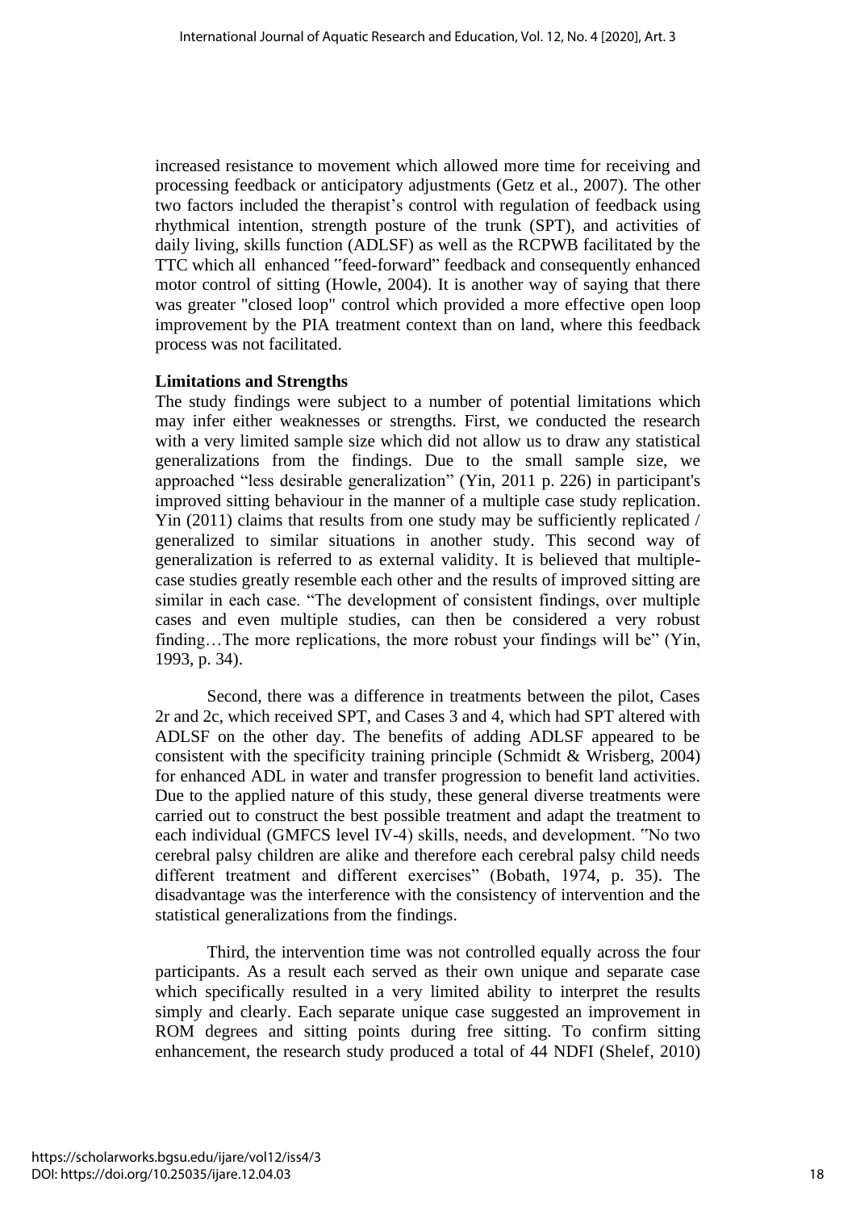increased resistance to movement which allowed more time for receiving and processing feedback or anticipatory adjustments (Getz et al., 2007). The other two factors included the therapist's control with regulation of feedback using rhythmical intention, strength posture of the trunk (SPT), and activities of daily living, skills function (ADLSF) as well as the RCPWB facilitated by the TTC which all enhanced "feed-forward" feedback and consequently enhanced motor control of sitting (Howle, 2004). It is another way of saying that there was greater "closed loop" control which provided a more effective open loop improvement by the PIA treatment context than on land, where this feedback process was not facilitated.

**Limitations and Strengths**

The study findings were subject to a number of potential limitations which may infer either weaknesses or strengths. First, we conducted the research with a very limited sample size which did not allow us to draw any statistical generalizations from the findings. Due to the small sample size, we approached "less desirable generalization" (Yin, 2011 p. 226) in participant's improved sitting behaviour in the manner of a multiple case study replication. Yin (2011) claims that results from one study may be sufficiently replicated / generalized to similar situations in another study. This second way of generalization is referred to as external validity. It is believed that multiple-case studies greatly resemble each other and the results of improved sitting are similar in each case. "The development of consistent findings, over multiple cases and even multiple studies, can then be considered a very robust finding…The more replications, the more robust your findings will be" (Yin, 1993, p. 34).

Second, there was a difference in treatments between the pilot, Cases 2r and 2c, which received SPT, and Cases 3 and 4, which had SPT altered with ADLSF on the other day. The benefits of adding ADLSF appeared to be consistent with the specificity training principle (Schmidt & Wrisberg, 2004) for enhanced ADL in water and transfer progression to benefit land activities. Due to the applied nature of this study, these general diverse treatments were carried out to construct the best possible treatment and adapt the treatment to each individual (GMFCS level IV-4) skills, needs, and development. "No two cerebral palsy children are alike and therefore each cerebral palsy child needs different treatment and different exercises" (Bobath, 1974, p. 35). The disadvantage was the interference with the consistency of intervention and the statistical generalizations from the findings.

Third, the intervention time was not controlled equally across the four participants. As a result each served as their own unique and separate case which specifically resulted in a very limited ability to interpret the results simply and clearly. Each separate unique case suggested an improvement in ROM degrees and sitting points during free sitting. To confirm sitting enhancement, the research study produced a total of 44 NDFI (Shelef, 2010)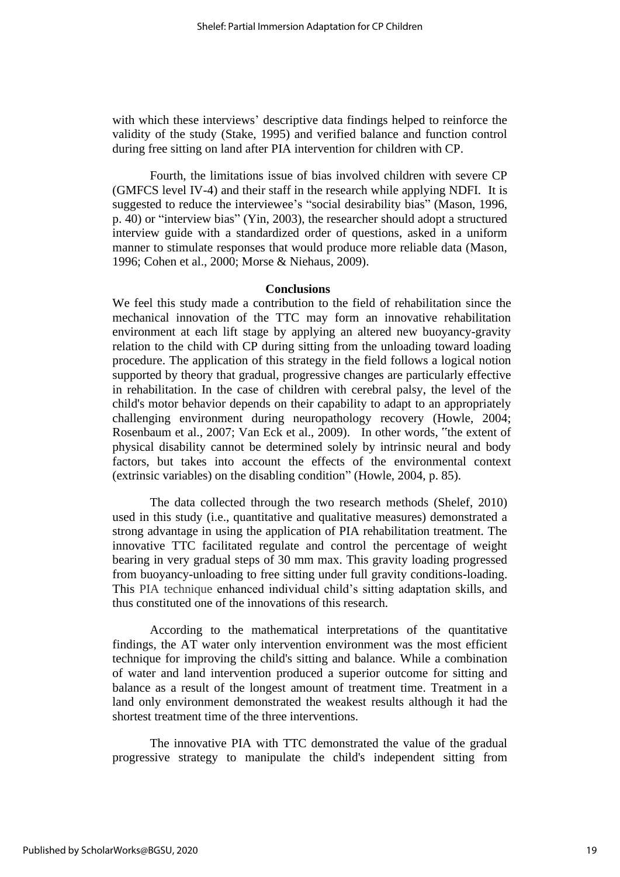with which these interviews' descriptive data findings helped to reinforce the validity of the study (Stake, 1995) and verified balance and function control during free sitting on land after PIA intervention for children with CP.

Fourth, the limitations issue of bias involved children with severe CP (GMFCS level IV-4) and their staff in the research while applying NDFI. It is suggested to reduce the interviewee's "social desirability bias" (Mason, 1996, p. 40) or "interview bias" (Yin, 2003), the researcher should adopt a structured interview guide with a standardized order of questions, asked in a uniform manner to stimulate responses that would produce more reliable data (Mason, 1996; Cohen et al., 2000; Morse & Niehaus, 2009).

## Conclusions

We feel this study made a contribution to the field of rehabilitation since the mechanical innovation of the TTC may form an innovative rehabilitation environment at each lift stage by applying an altered new buoyancy-gravity relation to the child with CP during sitting from the unloading toward loading procedure. The application of this strategy in the field follows a logical notion supported by theory that gradual, progressive changes are particularly effective in rehabilitation. In the case of children with cerebral palsy, the level of the child's motor behavior depends on their capability to adapt to an appropriately challenging environment during neuropathology recovery (Howle, 2004; Rosenbaum et al., 2007; Van Eck et al., 2009). In other words, "the extent of physical disability cannot be determined solely by intrinsic neural and body factors, but takes into account the effects of the environmental context (extrinsic variables) on the disabling condition" (Howle, 2004, p. 85).

The data collected through the two research methods (Shelef, 2010) used in this study (i.e., quantitative and qualitative measures) demonstrated a strong advantage in using the application of PIA rehabilitation treatment. The innovative TTC facilitated regulate and control the percentage of weight bearing in very gradual steps of 30 mm max. This gravity loading progressed from buoyancy-unloading to free sitting under full gravity conditions-loading. This PIA technique enhanced individual child's sitting adaptation skills, and thus constituted one of the innovations of this research.

According to the mathematical interpretations of the quantitative findings, the AT water only intervention environment was the most efficient technique for improving the child's sitting and balance. While a combination of water and land intervention produced a superior outcome for sitting and balance as a result of the longest amount of treatment time. Treatment in a land only environment demonstrated the weakest results although it had the shortest treatment time of the three interventions.

The innovative PIA with TTC demonstrated the value of the gradual progressive strategy to manipulate the child's independent sitting from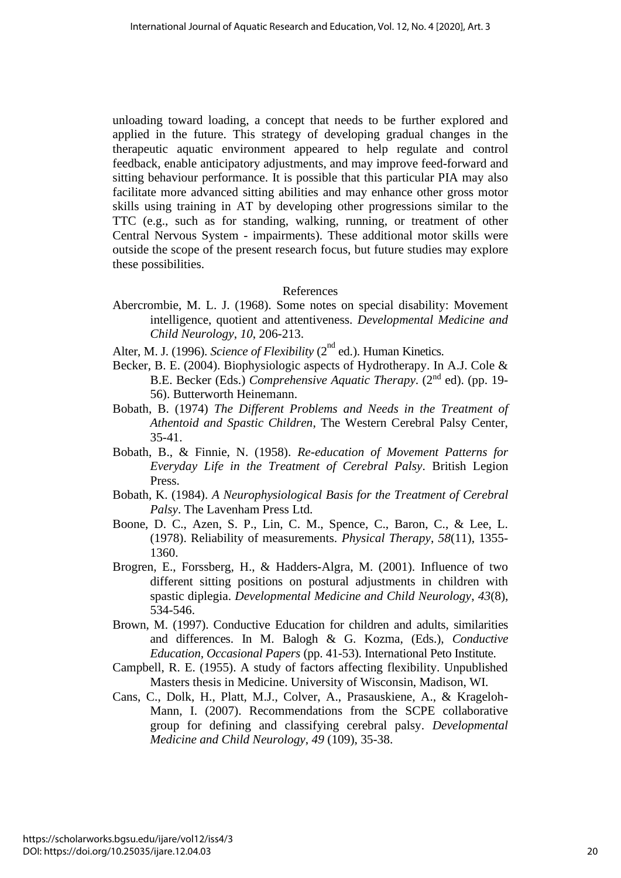unloading toward loading, a concept that needs to be further explored and applied in the future. This strategy of developing gradual changes in the therapeutic aquatic environment appeared to help regulate and control feedback, enable anticipatory adjustments, and may improve feed-forward and sitting behaviour performance. It is possible that this particular PIA may also facilitate more advanced sitting abilities and may enhance other gross motor skills using training in AT by developing other progressions similar to the TTC (e.g., such as for standing, walking, running, or treatment of other Central Nervous System - impairments). These additional motor skills were outside the scope of the present research focus, but future studies may explore these possibilities.

## References

Abercrombie, M. L. J. (1968). Some notes on special disability: Movement intelligence, quotient and attentiveness. *Developmental Medicine and Child Neurology*, *10*, 206-213.

Alter, M. J. (1996). *Science of Flexibility* (2nd ed.). Human Kinetics.

Becker, B. E. (2004). Biophysiologic aspects of Hydrotherapy. In A.J. Cole & B.E. Becker (Eds.) *Comprehensive Aquatic Therapy*. (2nd ed). (pp. 19-56). Butterworth Heinemann.

Bobath, B. (1974) *The Different Problems and Needs in the Treatment of Athentoid and Spastic Children*, The Western Cerebral Palsy Center, 35-41.

Bobath, B., & Finnie, N. (1958). *Re-education of Movement Patterns for Everyday Life in the Treatment of Cerebral Palsy*. British Legion Press.

Bobath, K. (1984). *A Neurophysiological Basis for the Treatment of Cerebral Palsy*. The Lavenham Press Ltd.

Boone, D. C., Azen, S. P., Lin, C. M., Spence, C., Baron, C., & Lee, L. (1978). Reliability of measurements. *Physical Therapy*, *58*(11), 1355-1360.

Brogren, E., Forssberg, H., & Hadders-Algra, M. (2001). Influence of two different sitting positions on postural adjustments in children with spastic diplegia. *Developmental Medicine and Child Neurology*, *43*(8), 534-546.

Brown, M. (1997). Conductive Education for children and adults, similarities and differences. In M. Balogh & G. Kozma, (Eds.), *Conductive Education, Occasional Papers* (pp. 41-53). International Peto Institute.

Campbell, R. E. (1955). A study of factors affecting flexibility. Unpublished Masters thesis in Medicine. University of Wisconsin, Madison, WI.

Cans, C., Dolk, H., Platt, M.J., Colver, A., Prasauskiene, A., & Krageloh-Mann, I. (2007). Recommendations from the SCPE collaborative group for defining and classifying cerebral palsy. *Developmental Medicine and Child Neurology*, *49* (109), 35-38.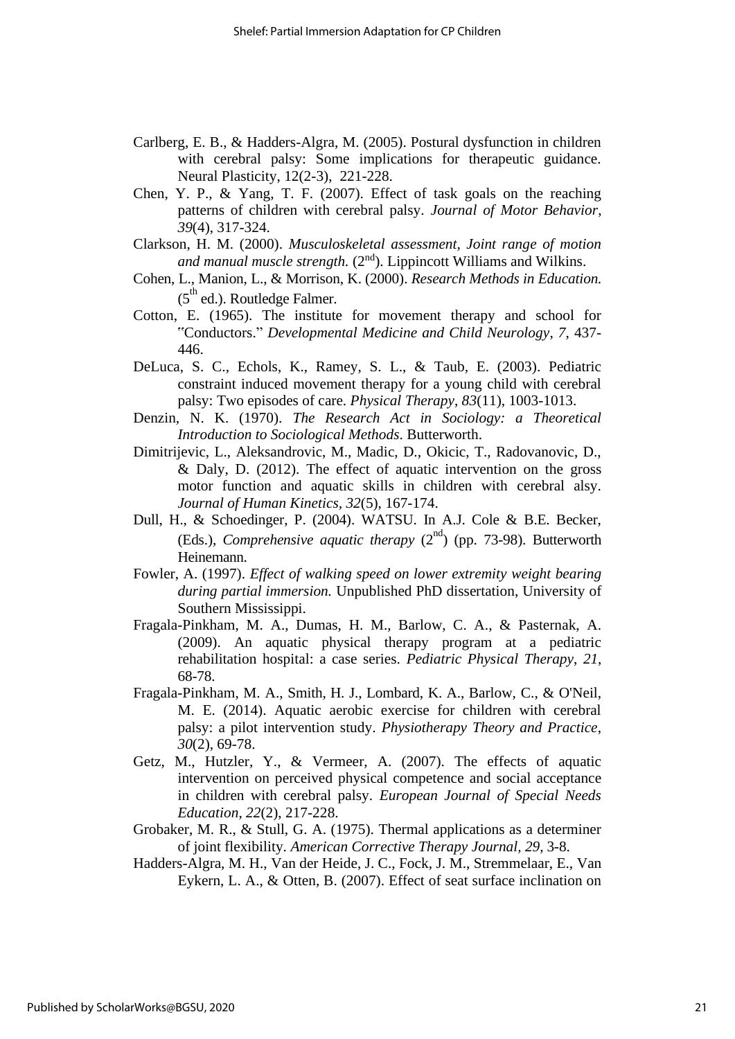Carlberg, E. B., & Hadders-Algra, M. (2005). Postural dysfunction in children with cerebral palsy: Some implications for therapeutic guidance. Neural Plasticity, 12(2-3), 221-228.

Chen, Y. P., & Yang, T. F. (2007). Effect of task goals on the reaching patterns of children with cerebral palsy. *Journal of Motor Behavior*, *39*(4), 317-324.

Clarkson, H. M. (2000). *Musculoskeletal assessment, Joint range of motion and manual muscle strength.* (2nd). Lippincott Williams and Wilkins.

Cohen, L., Manion, L., & Morrison, K. (2000). *Research Methods in Education.* (5th ed.). Routledge Falmer.

Cotton, E. (1965). The institute for movement therapy and school for "Conductors." *Developmental Medicine and Child Neurology*, *7*, 437-446.

DeLuca, S. C., Echols, K., Ramey, S. L., & Taub, E. (2003). Pediatric constraint induced movement therapy for a young child with cerebral palsy: Two episodes of care. *Physical Therapy*, *83*(11), 1003-1013.

Denzin, N. K. (1970). *The Research Act in Sociology: a Theoretical Introduction to Sociological Methods*. Butterworth.

Dimitrijevic, L., Aleksandrovic, M., Madic, D., Okicic, T., Radovanovic, D., & Daly, D. (2012). The effect of aquatic intervention on the gross motor function and aquatic skills in children with cerebral alsy. *Journal of Human Kinetics*, *32*(5), 167-174.

Dull, H., & Schoedinger, P. (2004). WATSU. In A.J. Cole & B.E. Becker, (Eds.), *Comprehensive aquatic therapy* (2nd) (pp. 73-98). Butterworth Heinemann.

Fowler, A. (1997). *Effect of walking speed on lower extremity weight bearing during partial immersion.* Unpublished PhD dissertation, University of Southern Mississippi.

Fragala-Pinkham, M. A., Dumas, H. M., Barlow, C. A., & Pasternak, A. (2009). An aquatic physical therapy program at a pediatric rehabilitation hospital: a case series. *Pediatric Physical Therapy*, *21*, 68-78.

Fragala-Pinkham, M. A., Smith, H. J., Lombard, K. A., Barlow, C., & O'Neil, M. E. (2014). Aquatic aerobic exercise for children with cerebral palsy: a pilot intervention study. *Physiotherapy Theory and Practice*, *30*(2), 69-78.

Getz, M., Hutzler, Y., & Vermeer, A. (2007). The effects of aquatic intervention on perceived physical competence and social acceptance in children with cerebral palsy. *European Journal of Special Needs Education*, *22*(2), 217-228.

Grobaker, M. R., & Stull, G. A. (1975). Thermal applications as a determiner of joint flexibility. *American Corrective Therapy Journal*, *29*, 3-8.

Hadders-Algra, M. H., Van der Heide, J. C., Fock, J. M., Stremmelaar, E., Van Eykern, L. A., & Otten, B. (2007). Effect of seat surface inclination on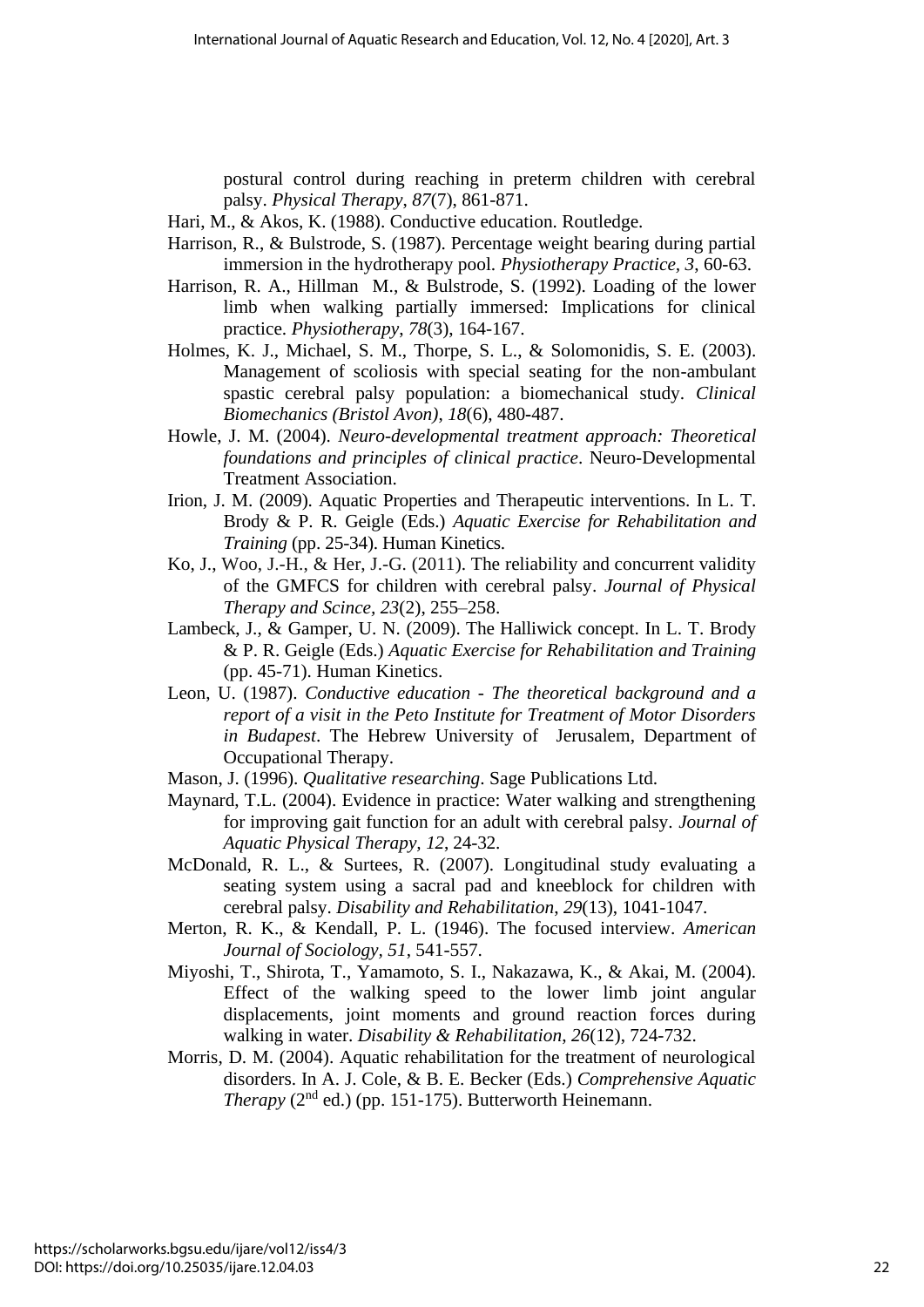postural control during reaching in preterm children with cerebral palsy. *Physical Therapy*, *87*(7), 861-871.

Hari, M., & Akos, K. (1988). Conductive education. Routledge.

Harrison, R., & Bulstrode, S. (1987). Percentage weight bearing during partial immersion in the hydrotherapy pool. *Physiotherapy Practice, 3*, 60-63.

Harrison, R. A., Hillman M., & Bulstrode, S. (1992). Loading of the lower limb when walking partially immersed: Implications for clinical practice. *Physiotherapy*, *78*(3), 164-167.

Holmes, K. J., Michael, S. M., Thorpe, S. L., & Solomonidis, S. E. (2003). Management of scoliosis with special seating for the non-ambulant spastic cerebral palsy population: a biomechanical study. *Clinical Biomechanics (Bristol Avon)*, *18*(6), 480-487.

Howle, J. M. (2004). *Neuro-developmental treatment approach: Theoretical foundations and principles of clinical practice*. Neuro-Developmental Treatment Association.

Irion, J. M. (2009). Aquatic Properties and Therapeutic interventions. In L. T. Brody & P. R. Geigle (Eds.) *Aquatic Exercise for Rehabilitation and Training* (pp. 25-34). Human Kinetics.

Ko, J., Woo, J.-H., & Her, J.-G. (2011). The reliability and concurrent validity of the GMFCS for children with cerebral palsy. *Journal of Physical Therapy and Scince*, *23*(2), 255–258.

Lambeck, J., & Gamper, U. N. (2009). The Halliwick concept. In L. T. Brody & P. R. Geigle (Eds.) *Aquatic Exercise for Rehabilitation and Training* (pp. 45-71). Human Kinetics.

Leon, U. (1987). *Conductive education - The theoretical background and a report of a visit in the Peto Institute for Treatment of Motor Disorders in Budapest*. The Hebrew University of Jerusalem, Department of Occupational Therapy.

Mason, J. (1996). *Qualitative researching*. Sage Publications Ltd.

Maynard, T.L. (2004). Evidence in practice: Water walking and strengthening for improving gait function for an adult with cerebral palsy. *Journal of Aquatic Physical Therapy, 12*, 24-32.

McDonald, R. L., & Surtees, R. (2007). Longitudinal study evaluating a seating system using a sacral pad and kneeblock for children with cerebral palsy. *Disability and Rehabilitation*, *29*(13), 1041-1047.

Merton, R. K., & Kendall, P. L. (1946). The focused interview. *American Journal of Sociology, 51*, 541-557.

Miyoshi, T., Shirota, T., Yamamoto, S. I., Nakazawa, K., & Akai, M. (2004). Effect of the walking speed to the lower limb joint angular displacements, joint moments and ground reaction forces during walking in water. *Disability & Rehabilitation*, *26*(12), 724-732.

Morris, D. M. (2004). Aquatic rehabilitation for the treatment of neurological disorders. In A. J. Cole, & B. E. Becker (Eds.) *Comprehensive Aquatic Therapy* (2nd ed.) (pp. 151-175). Butterworth Heinemann.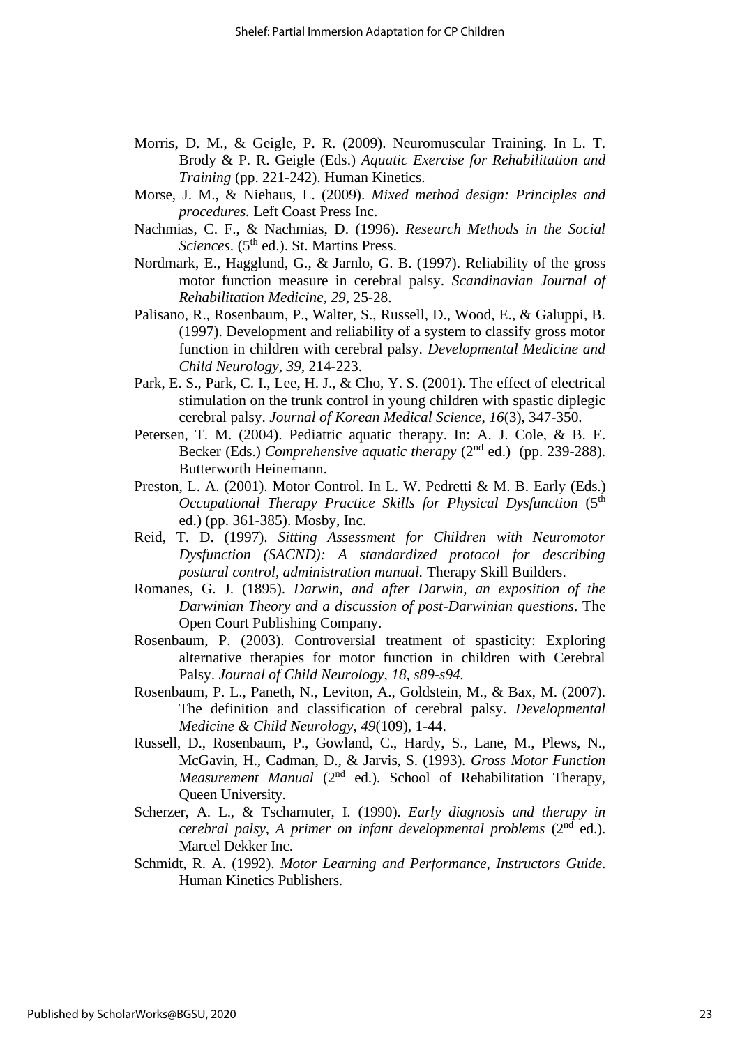Morris, D. M., & Geigle, P. R. (2009). Neuromuscular Training. In L. T. Brody & P. R. Geigle (Eds.) *Aquatic Exercise for Rehabilitation and Training* (pp. 221-242). Human Kinetics.

Morse, J. M., & Niehaus, L. (2009). *Mixed method design: Principles and procedures.* Left Coast Press Inc.

Nachmias, C. F., & Nachmias, D. (1996). *Research Methods in the Social Sciences*. (5th ed.). St. Martins Press.

Nordmark, E., Hagglund, G., & Jarnlo, G. B. (1997). Reliability of the gross motor function measure in cerebral palsy. *Scandinavian Journal of Rehabilitation Medicine*, *29*, 25-28.

Palisano, R., Rosenbaum, P., Walter, S., Russell, D., Wood, E., & Galuppi, B. (1997). Development and reliability of a system to classify gross motor function in children with cerebral palsy. *Developmental Medicine and Child Neurology*, *39*, 214-223.

Park, E. S., Park, C. I., Lee, H. J., & Cho, Y. S. (2001). The effect of electrical stimulation on the trunk control in young children with spastic diplegic cerebral palsy. *Journal of Korean Medical Science*, *16*(3), 347-350.

Petersen, T. M. (2004). Pediatric aquatic therapy. In: A. J. Cole, & B. E. Becker (Eds.) *Comprehensive aquatic therapy* (2nd ed.) (pp. 239-288). Butterworth Heinemann.

Preston, L. A. (2001). Motor Control. In L. W. Pedretti & M. B. Early (Eds.) *Occupational Therapy Practice Skills for Physical Dysfunction* (5th ed.) (pp. 361-385). Mosby, Inc.

Reid, T. D. (1997). *Sitting Assessment for Children with Neuromotor Dysfunction (SACND): A standardized protocol for describing postural control, administration manual.* Therapy Skill Builders.

Romanes, G. J. (1895). *Darwin, and after Darwin, an exposition of the Darwinian Theory and a discussion of post-Darwinian questions*. The Open Court Publishing Company.

Rosenbaum, P. (2003). Controversial treatment of spasticity: Exploring alternative therapies for motor function in children with Cerebral Palsy. *Journal of Child Neurology*, *18, s89-s94.*

Rosenbaum, P. L., Paneth, N., Leviton, A., Goldstein, M., & Bax, M. (2007). The definition and classification of cerebral palsy. *Developmental Medicine & Child Neurology*, *49*(109), 1-44.

Russell, D., Rosenbaum, P., Gowland, C., Hardy, S., Lane, M., Plews, N., McGavin, H., Cadman, D., & Jarvis, S. (1993). *Gross Motor Function Measurement Manual* (2nd ed.). School of Rehabilitation Therapy, Queen University.

Scherzer, A. L., & Tscharnuter, I. (1990). *Early diagnosis and therapy in cerebral palsy*, *A primer on infant developmental problems* (2nd ed.). Marcel Dekker Inc.

Schmidt, R. A. (1992). *Motor Learning and Performance*, *Instructors Guide*. Human Kinetics Publishers.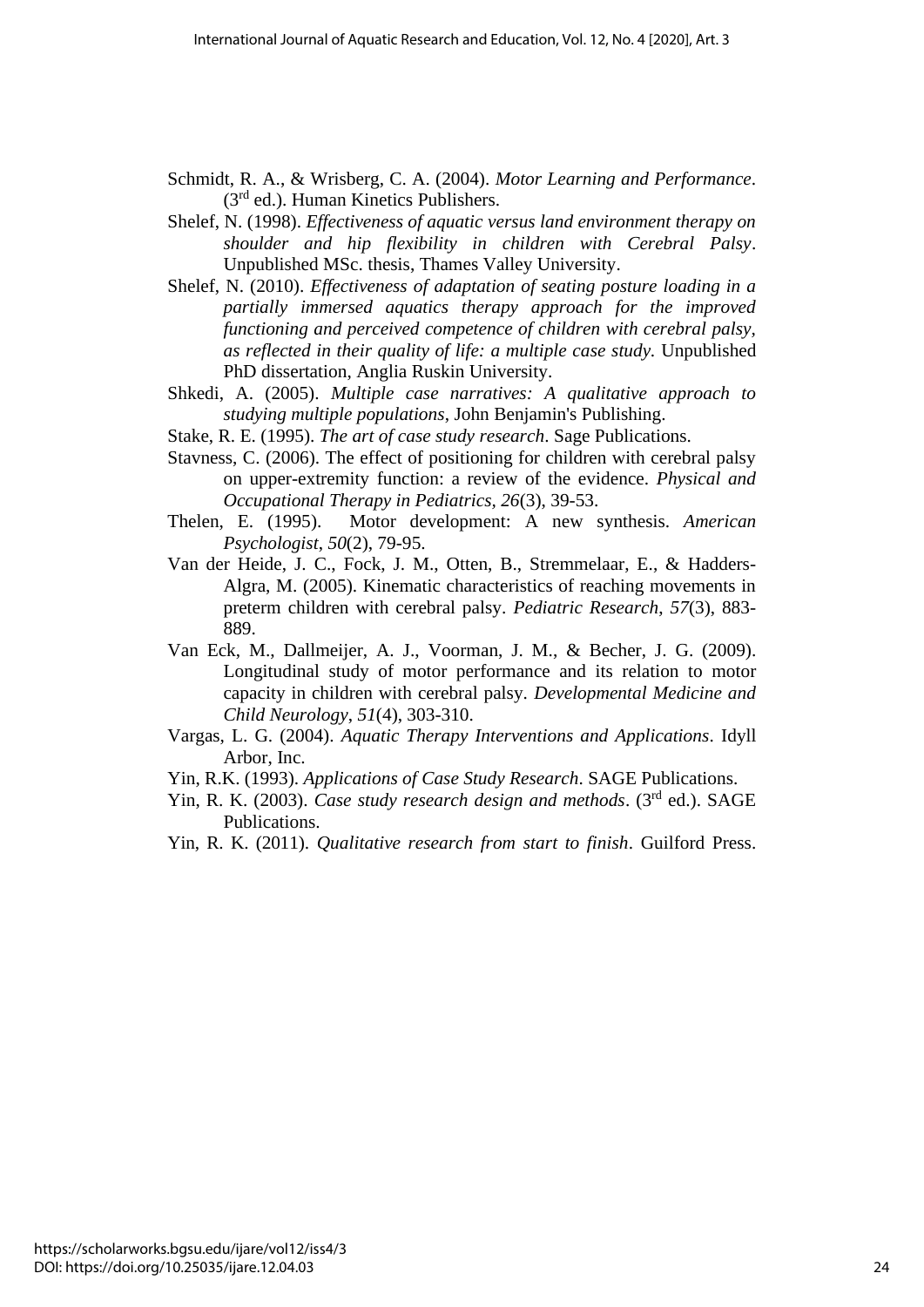Schmidt, R. A., & Wrisberg, C. A. (2004). *Motor Learning and Performance*. (3rd ed.). Human Kinetics Publishers.

Shelef, N. (1998). *Effectiveness of aquatic versus land environment therapy on shoulder and hip flexibility in children with Cerebral Palsy*. Unpublished MSc. thesis, Thames Valley University.

Shelef, N. (2010). *Effectiveness of adaptation of seating posture loading in a partially immersed aquatics therapy approach for the improved functioning and perceived competence of children with cerebral palsy, as reflected in their quality of life: a multiple case study.* Unpublished PhD dissertation, Anglia Ruskin University.

Shkedi, A. (2005). *Multiple case narratives: A qualitative approach to studying multiple populations*, John Benjamin's Publishing.

Stake, R. E. (1995). *The art of case study research*. Sage Publications.

Stavness, C. (2006). The effect of positioning for children with cerebral palsy on upper-extremity function: a review of the evidence. *Physical and Occupational Therapy in Pediatrics*, *26*(3), 39-53.

Thelen, E. (1995). Motor development: A new synthesis. *American Psychologist*, *50*(2), 79-95.

Van der Heide, J. C., Fock, J. M., Otten, B., Stremmelaar, E., & Hadders-Algra, M. (2005). Kinematic characteristics of reaching movements in preterm children with cerebral palsy. *Pediatric Research*, *57*(3), 883-889.

Van Eck, M., Dallmeijer, A. J., Voorman, J. M., & Becher, J. G. (2009). Longitudinal study of motor performance and its relation to motor capacity in children with cerebral palsy. *Developmental Medicine and Child Neurology*, *51*(4), 303-310.

Vargas, L. G. (2004). *Aquatic Therapy Interventions and Applications*. Idyll Arbor, Inc.

Yin, R.K. (1993). *Applications of Case Study Research*. SAGE Publications.

Yin, R. K. (2003). *Case study research design and methods*. (3rd ed.). SAGE Publications.

Yin, R. K. (2011). *Qualitative research from start to finish*. Guilford Press.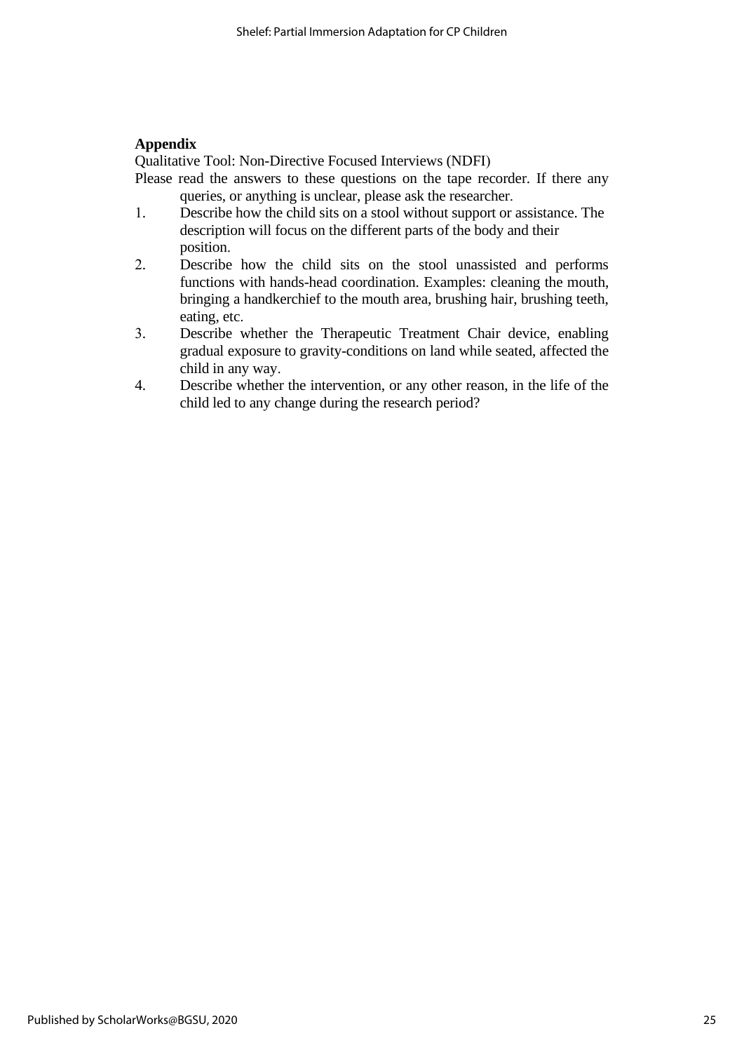## Appendix

Qualitative Tool: Non-Directive Focused Interviews (NDFI)

Please read the answers to these questions on the tape recorder. If there any queries, or anything is unclear, please ask the researcher.

1. Describe how the child sits on a stool without support or assistance. The description will focus on the different parts of the body and their position.
2. Describe how the child sits on the stool unassisted and performs functions with hands-head coordination. Examples: cleaning the mouth, bringing a handkerchief to the mouth area, brushing hair, brushing teeth, eating, etc.
3. Describe whether the Therapeutic Treatment Chair device, enabling gradual exposure to gravity-conditions on land while seated, affected the child in any way.
4. Describe whether the intervention, or any other reason, in the life of the child led to any change during the research period?